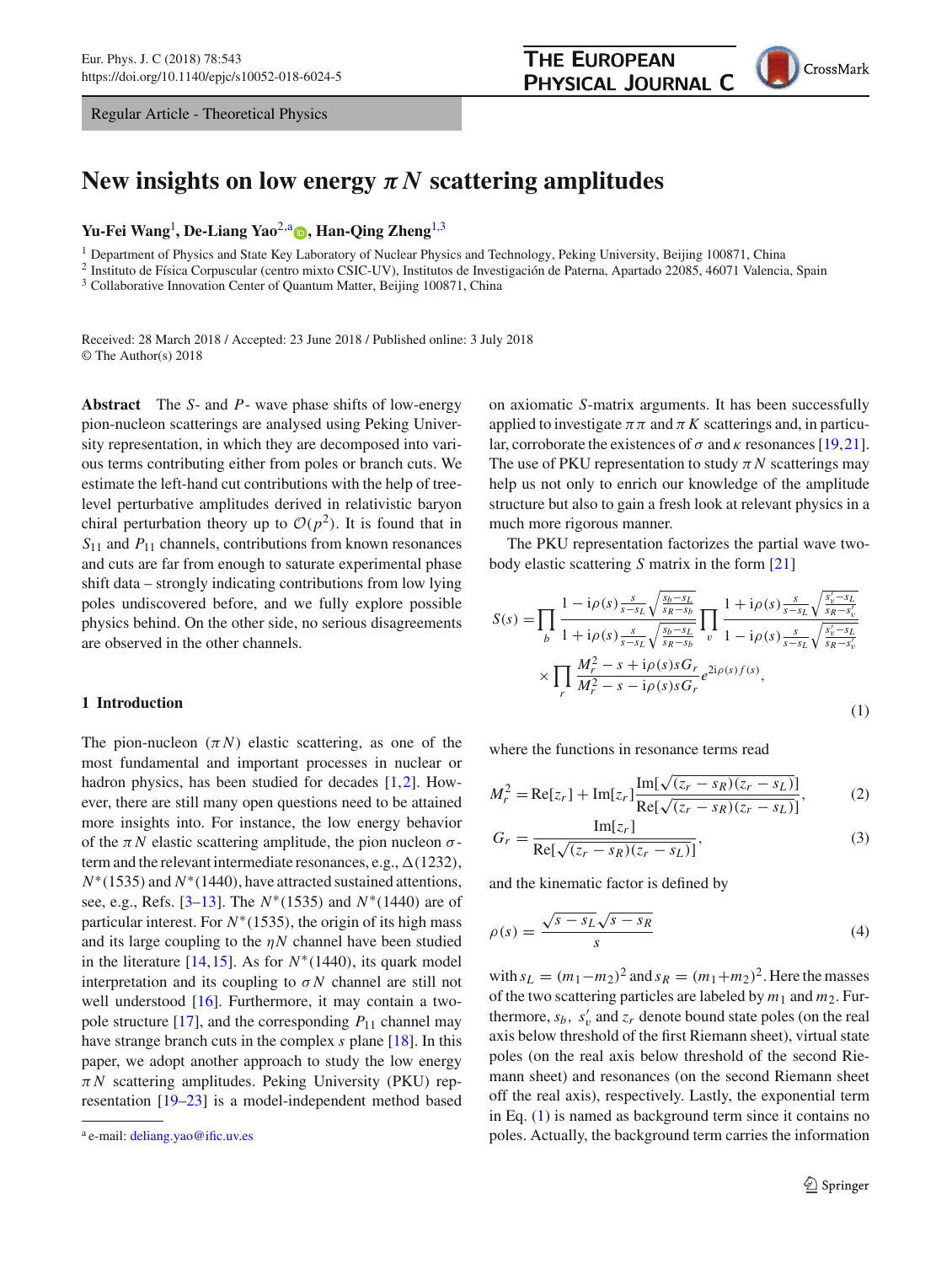Regular Article - Theoretical Physics

# New insights on low energy $\pi N$ scattering amplitudes

**Yu-Fei Wang**[1], **De-Liang Yao**[2,a], **Han-Qing Zheng**[1,3]

[1] Department of Physics and State Key Laboratory of Nuclear Physics and Technology, Peking University, Beijing 100871, China
[2] Instituto de Física Corpuscular (centro mixto CSIC-UV), Institutos de Investigación de Paterna, Apartado 22085, 46071 Valencia, Spain
[3] Collaborative Innovation Center of Quantum Matter, Beijing 100871, China

Received: 28 March 2018 / Accepted: 23 June 2018 / Published online: 3 July 2018
© The Author(s) 2018

**Abstract** The $S$- and $P$- wave phase shifts of low-energy pion-nucleon scatterings are analysed using Peking University representation, in which they are decomposed into various terms contributing either from poles or branch cuts. We estimate the left-hand cut contributions with the help of tree-level perturbative amplitudes derived in relativistic baryon chiral perturbation theory up to $\mathcal{O}(p^2)$. It is found that in $S_{11}$ and $P_{11}$ channels, contributions from known resonances and cuts are far from enough to saturate experimental phase shift data – strongly indicating contributions from low lying poles undiscovered before, and we fully explore possible physics behind. On the other side, no serious disagreements are observed in the other channels.

## 1 Introduction

The pion-nucleon ($\pi N$) elastic scattering, as one of the most fundamental and important processes in nuclear or hadron physics, has been studied for decades [1,2]. However, there are still many open questions need to be attained more insights into. For instance, the low energy behavior of the $\pi N$ elastic scattering amplitude, the pion nucleon $\sigma$-term and the relevant intermediate resonances, e.g., $\Delta(1232)$, $N^*(1535)$ and $N^*(1440)$, have attracted sustained attentions, see, e.g., Refs. [3–13]. The $N^*(1535)$ and $N^*(1440)$ are of particular interest. For $N^*(1535)$, the origin of its high mass and its large coupling to the $\eta N$ channel have been studied in the literature [14,15]. As for $N^*(1440)$, its quark model interpretation and its coupling to $\sigma N$ channel are still not well understood [16]. Furthermore, it may contain a two-pole structure [17], and the corresponding $P_{11}$ channel may have strange branch cuts in the complex $s$ plane [18]. In this paper, we adopt another approach to study the low energy $\pi N$ scattering amplitudes. Peking University (PKU) representation [19–23] is a model-independent method based on axiomatic $S$-matrix arguments. It has been successfully applied to investigate $\pi\pi$ and $\pi K$ scatterings and, in particular, corroborate the existences of $\sigma$ and $\kappa$ resonances [19,21]. The use of PKU representation to study $\pi N$ scatterings may help us not only to enrich our knowledge of the amplitude structure but also to gain a fresh look at relevant physics in a much more rigorous manner.

The PKU representation factorizes the partial wave two-body elastic scattering $S$ matrix in the form [21]

$$
S(s) = \prod_b \frac{1 - i\rho(s)\frac{s}{s-s_L}\sqrt{\frac{s_b - s_L}{s_R - s_b}}}{1 + i\rho(s)\frac{s}{s-s_L}\sqrt{\frac{s_b - s_L}{s_R - s_b}}} \prod_v \frac{1 + i\rho(s)\frac{s}{s-s_L}\sqrt{\frac{s_v' - s_L}{s_R - s_v'}}}{1 - i\rho(s)\frac{s}{s-s_L}\sqrt{\frac{s_v' - s_L}{s_R - s_v'}}} \times \prod_r \frac{M_r^2 - s + i\rho(s) s G_r}{M_r^2 - s - i\rho(s) s G_r} e^{2i\rho(s) f(s)}, \tag{1}
$$

where the functions in resonance terms read

$$
M_r^2 = \mathrm{Re}[z_r] + \mathrm{Im}[z_r] \frac{\mathrm{Im}[\sqrt{(z_r - s_R)(z_r - s_L)}]}{\mathrm{Re}[\sqrt{(z_r - s_R)(z_r - s_L)}]}, \tag{2}
$$

$$
G_r = \frac{\mathrm{Im}[z_r]}{\mathrm{Re}[\sqrt{(z_r - s_R)(z_r - s_L)}]}, \tag{3}
$$

and the kinematic factor is defined by

$$
\rho(s) = \frac{\sqrt{s - s_L}\sqrt{s - s_R}}{s} \tag{4}
$$

with $s_L = (m_1 - m_2)^2$ and $s_R = (m_1 + m_2)^2$. Here the masses of the two scattering particles are labeled by $m_1$ and $m_2$. Furthermore, $s_b$, $s_v'$ and $z_r$ denote bound state poles (on the real axis below threshold of the first Riemann sheet), virtual state poles (on the real axis below threshold of the second Riemann sheet) and resonances (on the second Riemann sheet off the real axis), respectively. Lastly, the exponential term in Eq. (1) is named as background term since it contains no poles. Actually, the background term carries the information

---
[a] e-mail: deliang.yao@ific.uv.es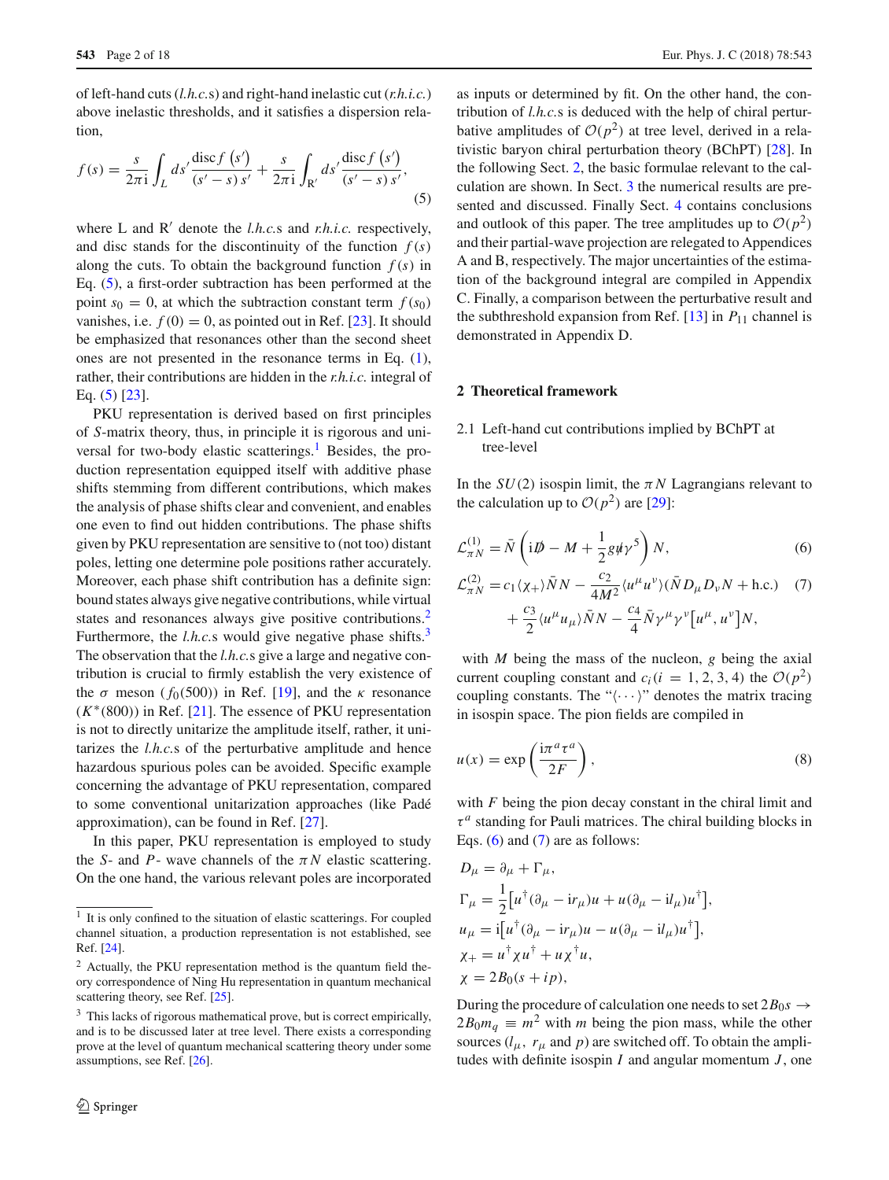of left-hand cuts (*l.h.c.*s) and right-hand inelastic cut (*r.h.i.c.*) above inelastic thresholds, and it satisfies a dispersion relation,

$$f(s) = \frac{s}{2\pi \mathrm{i}} \int_L ds' \frac{\mathrm{disc} f(s')}{(s'-s)\, s'} + \frac{s}{2\pi \mathrm{i}} \int_{\mathrm{R}'} ds' \frac{\mathrm{disc} f(s')}{(s'-s)\, s'}, \tag{5}$$

where L and R$'$ denote the *l.h.c.*s and *r.h.i.c.* respectively, and disc stands for the discontinuity of the function $f(s)$ along the cuts. To obtain the background function $f(s)$ in Eq. (5), a first-order subtraction has been performed at the point $s_0 = 0$, at which the subtraction constant term $f(s_0)$ vanishes, i.e. $f(0) = 0$, as pointed out in Ref. [23]. It should be emphasized that resonances other than the second sheet ones are not presented in the resonance terms in Eq. (1), rather, their contributions are hidden in the *r.h.i.c.* integral of Eq. (5) [23].

PKU representation is derived based on first principles of $S$-matrix theory, thus, in principle it is rigorous and universal for two-body elastic scatterings.[1] Besides, the production representation equipped itself with additive phase shifts stemming from different contributions, which makes the analysis of phase shifts clear and convenient, and enables one even to find out hidden contributions. The phase shifts given by PKU representation are sensitive to (not too) distant poles, letting one determine pole positions rather accurately. Moreover, each phase shift contribution has a definite sign: bound states always give negative contributions, while virtual states and resonances always give positive contributions.[2] Furthermore, the *l.h.c.*s would give negative phase shifts.[3] The observation that the *l.h.c.*s give a large and negative contribution is crucial to firmly establish the very existence of the $\sigma$ meson ($f_0(500)$) in Ref. [19], and the $\kappa$ resonance ($K^*(800)$) in Ref. [21]. The essence of PKU representation is not to directly unitarize the amplitude itself, rather, it unitarizes the *l.h.c.*s of the perturbative amplitude and hence hazardous spurious poles can be avoided. Specific example concerning the advantage of PKU representation, compared to some conventional unitarization approaches (like Padé approximation), can be found in Ref. [27].

In this paper, PKU representation is employed to study the $S$- and $P$- wave channels of the $\pi N$ elastic scattering. On the one hand, the various relevant poles are incorporated as inputs or determined by fit. On the other hand, the contribution of *l.h.c.*s is deduced with the help of chiral perturbative amplitudes of $\mathcal{O}(p^2)$ at tree level, derived in a relativistic baryon chiral perturbation theory (BChPT) [28]. In the following Sect. 2, the basic formulae relevant to the calculation are shown. In Sect. 3 the numerical results are presented and discussed. Finally Sect. 4 contains conclusions and outlook of this paper. The tree amplitudes up to $\mathcal{O}(p^2)$ and their partial-wave projection are relegated to Appendices A and B, respectively. The major uncertainties of the estimation of the background integral are compiled in Appendix C. Finally, a comparison between the perturbative result and the subthreshold expansion from Ref. [13] in $P_{11}$ channel is demonstrated in Appendix D.

[1] It is only confined to the situation of elastic scatterings. For coupled channel situation, a production representation is not established, see Ref. [24].

[2] Actually, the PKU representation method is the quantum field theory correspondence of Ning Hu representation in quantum mechanical scattering theory, see Ref. [25].

[3] This lacks of rigorous mathematical prove, but is correct empirically, and is to be discussed later at tree level. There exists a corresponding prove at the level of quantum mechanical scattering theory under some assumptions, see Ref. [26].

## 2 Theoretical framework

### 2.1 Left-hand cut contributions implied by BChPT at tree-level

In the $SU(2)$ isospin limit, the $\pi N$ Lagrangians relevant to the calculation up to $\mathcal{O}(p^2)$ are [29]:

$$\mathcal{L}_{\pi N}^{(1)} = \bar{N}\left(\mathrm{i}\not{D} - M + \frac{1}{2} g \not{u} \gamma^5\right) N, \tag{6}$$

$$\begin{aligned}\mathcal{L}_{\pi N}^{(2)} = {} & c_1 \langle \chi_+ \rangle \bar{N} N - \frac{c_2}{4M^2} \langle u^\mu u^\nu \rangle (\bar{N} D_\mu D_\nu N + \mathrm{h.c.}) \\ & + \frac{c_3}{2} \langle u^\mu u_\mu \rangle \bar{N} N - \frac{c_4}{4} \bar{N} \gamma^\mu \gamma^\nu \left[u^\mu, u^\nu\right] N,\end{aligned} \tag{7}$$

with $M$ being the mass of the nucleon, $g$ being the axial current coupling constant and $c_i (i = 1, 2, 3, 4)$ the $\mathcal{O}(p^2)$ coupling constants. The "$\langle \cdots \rangle$" denotes the matrix tracing in isospin space. The pion fields are compiled in

$$u(x) = \exp\left(\frac{\mathrm{i}\pi^a \tau^a}{2F}\right), \tag{8}$$

with $F$ being the pion decay constant in the chiral limit and $\tau^a$ standing for Pauli matrices. The chiral building blocks in Eqs. (6) and (7) are as follows:

$$\begin{aligned}
D_\mu &= \partial_\mu + \Gamma_\mu, \\
\Gamma_\mu &= \frac{1}{2}\left[u^\dagger(\partial_\mu - \mathrm{i} r_\mu) u + u(\partial_\mu - \mathrm{i} l_\mu) u^\dagger\right], \\
u_\mu &= \mathrm{i}\left[u^\dagger(\partial_\mu - \mathrm{i} r_\mu) u - u(\partial_\mu - \mathrm{i} l_\mu) u^\dagger\right], \\
\chi_+ &= u^\dagger \chi u^\dagger + u \chi^\dagger u, \\
\chi &= 2B_0(s + \mathrm{i}p),
\end{aligned}$$

During the procedure of calculation one needs to set $2B_0 s \to 2B_0 m_q \equiv m^2$ with $m$ being the pion mass, while the other sources ($l_\mu$, $r_\mu$ and $p$) are switched off. To obtain the amplitudes with definite isospin $I$ and angular momentum $J$, one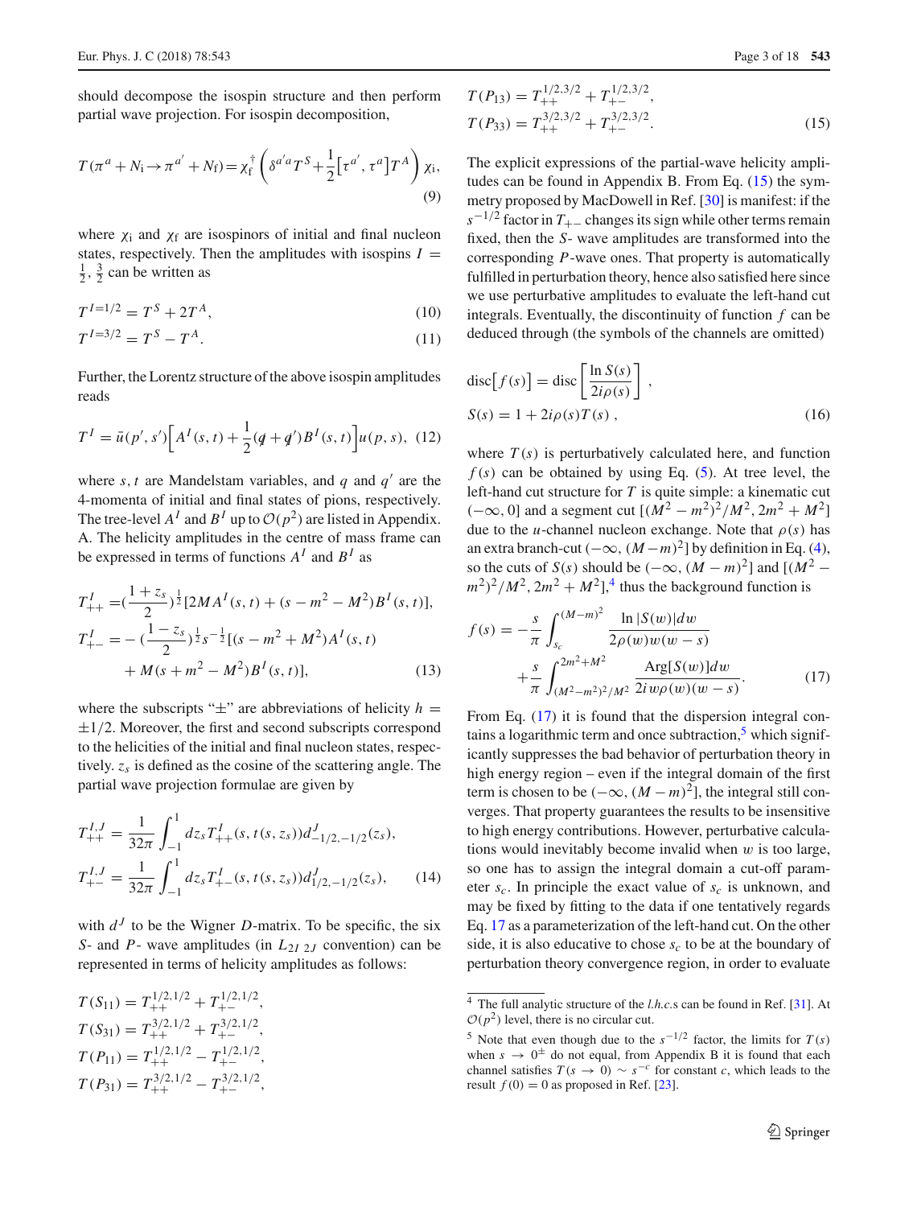should decompose the isospin structure and then perform partial wave projection. For isospin decomposition,

$$T(\pi^a + N_\mathrm{i} \to \pi^{a'} + N_\mathrm{f}) = \chi_\mathrm{f}^\dagger \left( \delta^{a'a} T^S + \frac{1}{2}\left[\tau^{a'}, \tau^a\right] T^A \right) \chi_\mathrm{i}, \tag{9}$$

where $\chi_\mathrm{i}$ and $\chi_\mathrm{f}$ are isospinors of initial and final nucleon states, respectively. Then the amplitudes with isospins $I = \frac{1}{2}, \frac{3}{2}$ can be written as

$$T^{I=1/2} = T^S + 2T^A, \tag{10}$$

$$T^{I=3/2} = T^S - T^A. \tag{11}$$

Further, the Lorentz structure of the above isospin amplitudes reads

$$T^I = \bar{u}(p', s')\Big[A^I(s,t) + \frac{1}{2}(\not{q} + \not{q}')B^I(s,t)\Big]u(p,s), \tag{12}$$

where $s, t$ are Mandelstam variables, and $q$ and $q'$ are the 4-momenta of initial and final states of pions, respectively. The tree-level $A^I$ and $B^I$ up to $\mathcal{O}(p^2)$ are listed in Appendix. A. The helicity amplitudes in the centre of mass frame can be expressed in terms of functions $A^I$ and $B^I$ as

$$\begin{aligned}
T^I_{++} =& \left(\frac{1+z_s}{2}\right)^{\frac{1}{2}}[2MA^I(s,t) + (s - m^2 - M^2)B^I(s,t)], \\
T^I_{+-} =& -\left(\frac{1-z_s}{2}\right)^{\frac{1}{2}} s^{-\frac{1}{2}}[(s - m^2 + M^2)A^I(s,t) \\
&+ M(s + m^2 - M^2)B^I(s,t)],
\end{aligned} \tag{13}$$

where the subscripts "$\pm$" are abbreviations of helicity $h = \pm 1/2$. Moreover, the first and second subscripts correspond to the helicities of the initial and final nucleon states, respectively. $z_s$ is defined as the cosine of the scattering angle. The partial wave projection formulae are given by

$$\begin{aligned}
T^{I,J}_{++} &= \frac{1}{32\pi}\int_{-1}^{1} dz_s T^I_{++}(s, t(s,z_s)) d^J_{-1/2,-1/2}(z_s), \\
T^{I,J}_{+-} &= \frac{1}{32\pi}\int_{-1}^{1} dz_s T^I_{+-}(s, t(s,z_s)) d^J_{1/2,-1/2}(z_s),
\end{aligned} \tag{14}$$

with $d^J$ to be the Wigner $D$-matrix. To be specific, the six $S$- and $P$- wave amplitudes (in $L_{2I\,2J}$ convention) can be represented in terms of helicity amplitudes as follows:

$$\begin{aligned}
T(S_{11}) &= T^{1/2,1/2}_{++} + T^{1/2,1/2}_{+-}, \\
T(S_{31}) &= T^{3/2,1/2}_{++} + T^{3/2,1/2}_{+-}, \\
T(P_{11}) &= T^{1/2,1/2}_{++} - T^{1/2,1/2}_{+-}, \\
T(P_{31}) &= T^{3/2,1/2}_{++} - T^{3/2,1/2}_{+-}, \\
T(P_{13}) &= T^{1/2,3/2}_{++} + T^{1/2,3/2}_{+-}, \\
T(P_{33}) &= T^{3/2,3/2}_{++} + T^{3/2,3/2}_{+-}.
\end{aligned} \tag{15}$$

The explicit expressions of the partial-wave helicity amplitudes can be found in Appendix B. From Eq. (15) the symmetry proposed by MacDowell in Ref. [30] is manifest: if the $s^{-1/2}$ factor in $T_{+-}$ changes its sign while other terms remain fixed, then the $S$- wave amplitudes are transformed into the corresponding $P$-wave ones. That property is automatically fulfilled in perturbation theory, hence also satisfied here since we use perturbative amplitudes to evaluate the left-hand cut integrals. Eventually, the discontinuity of function $f$ can be deduced through (the symbols of the channels are omitted)

$$\begin{aligned}
\mathrm{disc}\big[f(s)\big] &= \mathrm{disc}\left[\frac{\ln S(s)}{2i\rho(s)}\right], \\
S(s) &= 1 + 2i\rho(s)T(s),
\end{aligned} \tag{16}$$

where $T(s)$ is perturbatively calculated here, and function $f(s)$ can be obtained by using Eq. (5). At tree level, the left-hand cut structure for $T$ is quite simple: a kinematic cut $(-\infty, 0]$ and a segment cut $[(M^2 - m^2)^2/M^2, 2m^2 + M^2]$ due to the $u$-channel nucleon exchange. Note that $\rho(s)$ has an extra branch-cut $(-\infty, (M-m)^2]$ by definition in Eq. (4), so the cuts of $S(s)$ should be $(-\infty, (M-m)^2]$ and $[(M^2 - m^2)^2/M^2, 2m^2 + M^2]$,[4] thus the background function is

$$\begin{aligned}
f(s) =& -\frac{s}{\pi}\int_{s_c}^{(M-m)^2} \frac{\ln|S(w)|dw}{2\rho(w)w(w-s)} \\
&+ \frac{s}{\pi}\int_{(M^2-m^2)^2/M^2}^{2m^2+M^2} \frac{\mathrm{Arg}[S(w)]dw}{2iw\rho(w)(w-s)}.
\end{aligned} \tag{17}$$

From Eq. (17) it is found that the dispersion integral contains a logarithmic term and once subtraction,[5] which significantly suppresses the bad behavior of perturbation theory in high energy region – even if the integral domain of the first term is chosen to be $(-\infty, (M-m)^2]$, the integral still converges. That property guarantees the results to be insensitive to high energy contributions. However, perturbative calculations would inevitably become invalid when $w$ is too large, so one has to assign the integral domain a cut-off parameter $s_c$. In principle the exact value of $s_c$ is unknown, and may be fixed by fitting to the data if one tentatively regards Eq. 17 as a parameterization of the left-hand cut. On the other side, it is also educative to chose $s_c$ to be at the boundary of perturbation theory convergence region, in order to evaluate

[4] The full analytic structure of the *l.h.c.*s can be found in Ref. [31]. At $\mathcal{O}(p^2)$ level, there is no circular cut.

[5] Note that even though due to the $s^{-1/2}$ factor, the limits for $T(s)$ when $s \to 0^\pm$ do not equal, from Appendix B it is found that each channel satisfies $T(s \to 0) \sim s^{-c}$ for constant $c$, which leads to the result $f(0) = 0$ as proposed in Ref. [23].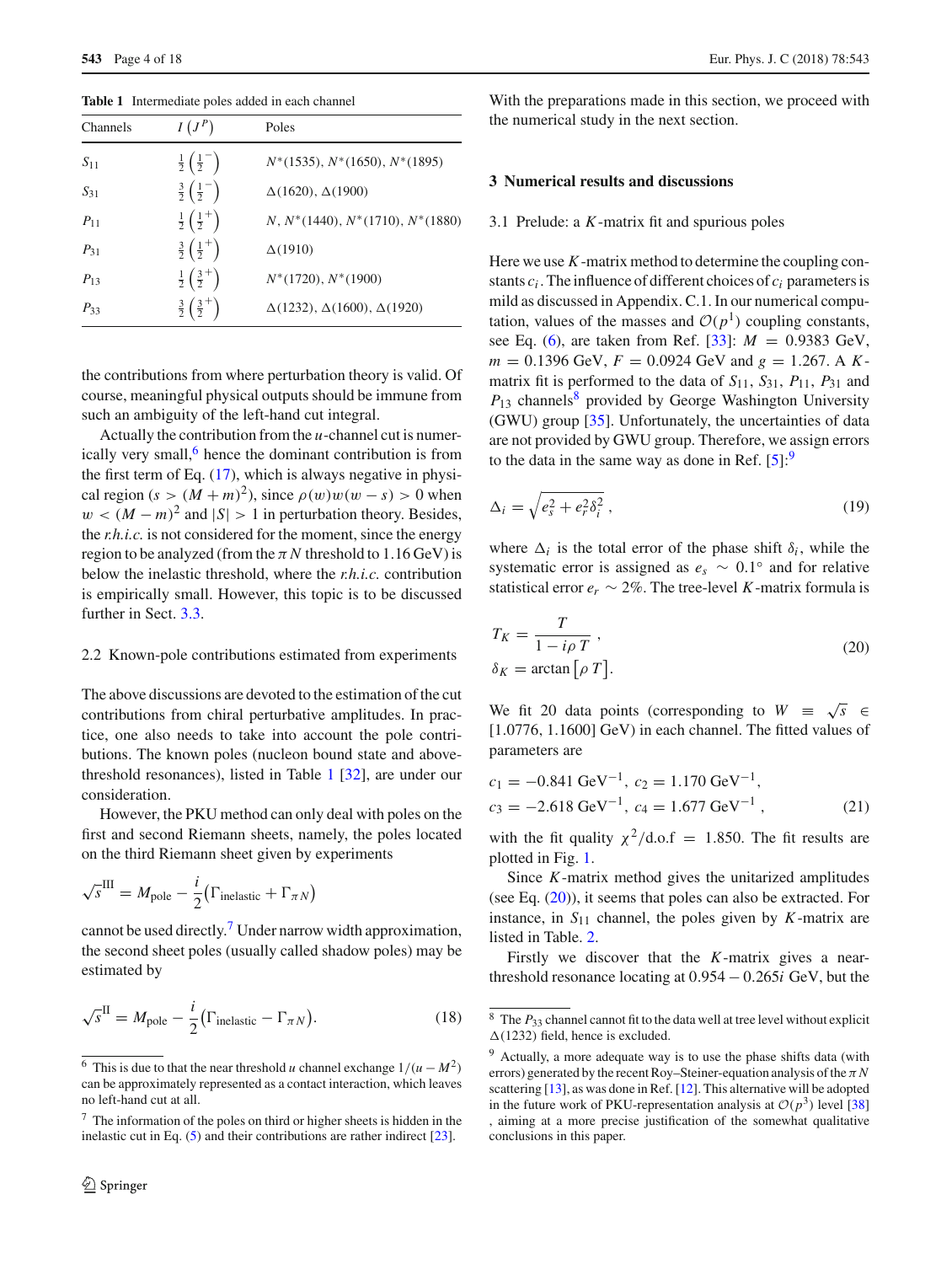**Table 1** Intermediate poles added in each channel

| Channels | $I\,(J^P)$ | Poles |
|---|---|---|
| $S_{11}$ | $\frac{1}{2}\left(\frac{1}{2}^-\right)$ | $N^*(1535)$, $N^*(1650)$, $N^*(1895)$ |
| $S_{31}$ | $\frac{3}{2}\left(\frac{1}{2}^-\right)$ | $\Delta(1620)$, $\Delta(1900)$ |
| $P_{11}$ | $\frac{1}{2}\left(\frac{1}{2}^+\right)$ | $N$, $N^*(1440)$, $N^*(1710)$, $N^*(1880)$ |
| $P_{31}$ | $\frac{3}{2}\left(\frac{1}{2}^+\right)$ | $\Delta(1910)$ |
| $P_{13}$ | $\frac{1}{2}\left(\frac{3}{2}^+\right)$ | $N^*(1720)$, $N^*(1900)$ |
| $P_{33}$ | $\frac{3}{2}\left(\frac{3}{2}^+\right)$ | $\Delta(1232)$, $\Delta(1600)$, $\Delta(1920)$ |

the contributions from where perturbation theory is valid. Of course, meaningful physical outputs should be immune from such an ambiguity of the left-hand cut integral.

Actually the contribution from the $u$-channel cut is numerically very small,[6] hence the dominant contribution is from the first term of Eq. (17), which is always negative in physical region ($s > (M+m)^2$), since $\rho(w)w(w-s) > 0$ when $w < (M-m)^2$ and $|S| > 1$ in perturbation theory. Besides, the *r.h.i.c.* is not considered for the moment, since the energy region to be analyzed (from the $\pi N$ threshold to 1.16 GeV) is below the inelastic threshold, where the *r.h.i.c.* contribution is empirically small. However, this topic is to be discussed further in Sect. 3.3.

### 2.2 Known-pole contributions estimated from experiments

The above discussions are devoted to the estimation of the cut contributions from chiral perturbative amplitudes. In practice, one also needs to take into account the pole contributions. The known poles (nucleon bound state and above-threshold resonances), listed in Table 1 [32], are under our consideration.

However, the PKU method can only deal with poles on the first and second Riemann sheets, namely, the poles located on the third Riemann sheet given by experiments

$$\sqrt{s}^{\text{III}} = M_{\text{pole}} - \frac{i}{2}\big(\Gamma_{\text{inelastic}} + \Gamma_{\pi N}\big)$$

cannot be used directly.[7] Under narrow width approximation, the second sheet poles (usually called shadow poles) may be estimated by

$$\sqrt{s}^{\text{II}} = M_{\text{pole}} - \frac{i}{2}\big(\Gamma_{\text{inelastic}} - \Gamma_{\pi N}\big). \tag{18}$$

With the preparations made in this section, we proceed with the numerical study in the next section.

## 3 Numerical results and discussions

### 3.1 Prelude: a $K$-matrix fit and spurious poles

Here we use $K$-matrix method to determine the coupling constants $c_i$. The influence of different choices of $c_i$ parameters is mild as discussed in Appendix. C.1. In our numerical computation, values of the masses and $\mathcal{O}(p^1)$ coupling constants, see Eq. (6), are taken from Ref. [33]: $M = 0.9383$ GeV, $m = 0.1396$ GeV, $F = 0.0924$ GeV and $g = 1.267$. A $K$-matrix fit is performed to the data of $S_{11}$, $S_{31}$, $P_{11}$, $P_{31}$ and $P_{13}$ channels[8] provided by George Washington University (GWU) group [35]. Unfortunately, the uncertainties of data are not provided by GWU group. Therefore, we assign errors to the data in the same way as done in Ref. [5]:[9]

$$\Delta_i = \sqrt{e_s^2 + e_r^2\delta_i^2}\,, \tag{19}$$

where $\Delta_i$ is the total error of the phase shift $\delta_i$, while the systematic error is assigned as $e_s \sim 0.1^\circ$ and for relative statistical error $e_r \sim 2\%$. The tree-level $K$-matrix formula is

$$T_K = \frac{T}{1 - i\rho\, T}\,,$$
$$\delta_K = \arctan\big[\rho\, T\big]. \tag{20}$$

We fit 20 data points (corresponding to $W \equiv \sqrt{s} \in [1.0776, 1.1600]$ GeV) in each channel. The fitted values of parameters are

$$c_1 = -0.841\ \text{GeV}^{-1},\ c_2 = 1.170\ \text{GeV}^{-1},$$
$$c_3 = -2.618\ \text{GeV}^{-1},\ c_4 = 1.677\ \text{GeV}^{-1}\,, \tag{21}$$

with the fit quality $\chi^2/\text{d.o.f} = 1.850$. The fit results are plotted in Fig. 1.

Since $K$-matrix method gives the unitarized amplitudes (see Eq. (20)), it seems that poles can also be extracted. For instance, in $S_{11}$ channel, the poles given by $K$-matrix are listed in Table. 2.

Firstly we discover that the $K$-matrix gives a near-threshold resonance locating at $0.954 - 0.265i$ GeV, but the

---

[6] This is due to that the near threshold $u$ channel exchange $1/(u - M^2)$ can be approximately represented as a contact interaction, which leaves no left-hand cut at all.

[7] The information of the poles on third or higher sheets is hidden in the inelastic cut in Eq. (5) and their contributions are rather indirect [23].

[8] The $P_{33}$ channel cannot fit to the data well at tree level without explicit $\Delta(1232)$ field, hence is excluded.

[9] Actually, a more adequate way is to use the phase shifts data (with errors) generated by the recent Roy–Steiner-equation analysis of the $\pi N$ scattering [13], as was done in Ref. [12]. This alternative will be adopted in the future work of PKU-representation analysis at $\mathcal{O}(p^3)$ level [38], aiming at a more precise justification of the somewhat qualitative conclusions in this paper.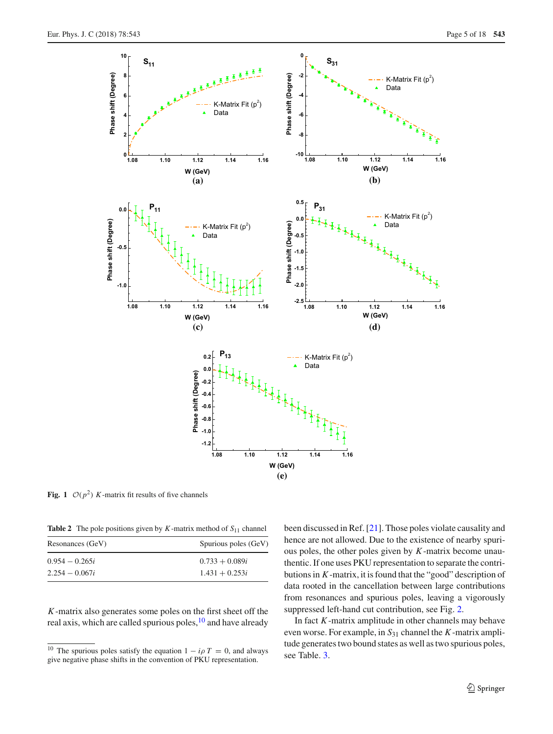**Fig. 1** $\mathcal{O}(p^2)$ $K$-matrix fit results of five channels

**Table 2** The pole positions given by $K$-matrix method of $S_{11}$ channel

| Resonances (GeV) | Spurious poles (GeV) |
|---|---|
| $0.954 - 0.265i$ | $0.733 + 0.089i$ |
| $2.254 - 0.067i$ | $1.431 + 0.253i$ |

$K$-matrix also generates some poles on the first sheet off the real axis, which are called spurious poles,[10] and have already been discussed in Ref. [21]. Those poles violate causality and hence are not allowed. Due to the existence of nearby spurious poles, the other poles given by $K$-matrix become unauthentic. If one uses PKU representation to separate the contributions in $K$-matrix, it is found that the "good" description of data rooted in the cancellation between large contributions from resonances and spurious poles, leaving a vigorously suppressed left-hand cut contribution, see Fig. 2.

In fact $K$-matrix amplitude in other channels may behave even worse. For example, in $S_{31}$ channel the $K$-matrix amplitude generates two bound states as well as two spurious poles, see Table. 3.

[10] The spurious poles satisfy the equation $1 - i\rho T = 0$, and always give negative phase shifts in the convention of PKU representation.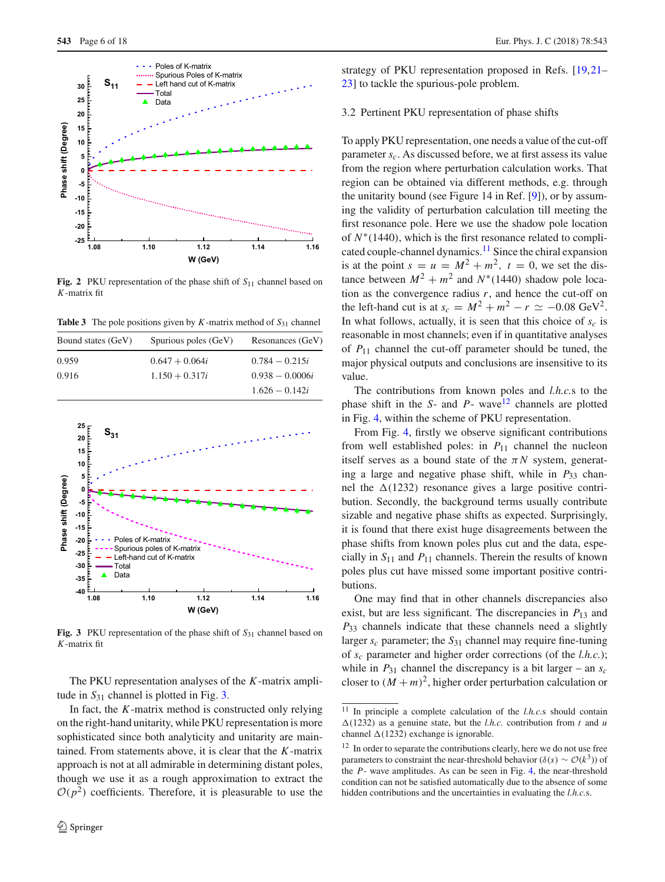Fig. 2 PKU representation of the phase shift of $S_{11}$ channel based on $K$-matrix fit

Table 3 The pole positions given by $K$-matrix method of $S_{31}$ channel

| Bound states (GeV) | Spurious poles (GeV) | Resonances (GeV) |
|---|---|---|
| 0.959 | $0.647 + 0.064i$ | $0.784 - 0.215i$ |
| 0.916 | $1.150 + 0.317i$ | $0.938 - 0.0006i$ |
| | | $1.626 - 0.142i$ |

Fig. 3 PKU representation of the phase shift of $S_{31}$ channel based on $K$-matrix fit

The PKU representation analyses of the $K$-matrix amplitude in $S_{31}$ channel is plotted in Fig. 3.

In fact, the $K$-matrix method is constructed only relying on the right-hand unitarity, while PKU representation is more sophisticated since both analyticity and unitarity are maintained. From statements above, it is clear that the $K$-matrix approach is not at all admirable in determining distant poles, though we use it as a rough approximation to extract the $\mathcal{O}(p^2)$ coefficients. Therefore, it is pleasurable to use the strategy of PKU representation proposed in Refs. [19,21–23] to tackle the spurious-pole problem.

### 3.2 Pertinent PKU representation of phase shifts

To apply PKU representation, one needs a value of the cut-off parameter $s_c$. As discussed before, we at first assess its value from the region where perturbation calculation works. That region can be obtained via different methods, e.g. through the unitarity bound (see Figure 14 in Ref. [9]), or by assuming the validity of perturbation calculation till meeting the first resonance pole. Here we use the shadow pole location of $N^*(1440)$, which is the first resonance related to complicated couple-channel dynamics.[11] Since the chiral expansion is at the point $s = u = M^2 + m^2,\ t = 0$, we set the distance between $M^2 + m^2$ and $N^*(1440)$ shadow pole location as the convergence radius $r$, and hence the cut-off on the left-hand cut is at $s_c = M^2 + m^2 - r \simeq -0.08\ \text{GeV}^2$. In what follows, actually, it is seen that this choice of $s_c$ is reasonable in most channels; even if in quantitative analyses of $P_{11}$ channel the cut-off parameter should be tuned, the major physical outputs and conclusions are insensitive to its value.

The contributions from known poles and *l.h.c.*s to the phase shift in the $S$- and $P$- wave[12] channels are plotted in Fig. 4, within the scheme of PKU representation.

From Fig. 4, firstly we observe significant contributions from well established poles: in $P_{11}$ channel the nucleon itself serves as a bound state of the $\pi N$ system, generating a large and negative phase shift, while in $P_{33}$ channel the $\Delta(1232)$ resonance gives a large positive contribution. Secondly, the background terms usually contribute sizable and negative phase shifts as expected. Surprisingly, it is found that there exist huge disagreements between the phase shifts from known poles plus cut and the data, especially in $S_{11}$ and $P_{11}$ channels. Therein the results of known poles plus cut have missed some important positive contributions.

One may find that in other channels discrepancies also exist, but are less significant. The discrepancies in $P_{13}$ and $P_{33}$ channels indicate that these channels need a slightly larger $s_c$ parameter; the $S_{31}$ channel may require fine-tuning of $s_c$ parameter and higher order corrections (of the *l.h.c.*); while in $P_{31}$ channel the discrepancy is a bit larger – an $s_c$ closer to $(M + m)^2$, higher order perturbation calculation or

[11] In principle a complete calculation of the *l.h.c.*s should contain $\Delta(1232)$ as a genuine state, but the *l.h.c.* contribution from $t$ and $u$ channel $\Delta(1232)$ exchange is ignorable.

[12] In order to separate the contributions clearly, here we do not use free parameters to constraint the near-threshold behavior ($\delta(s) \sim \mathcal{O}(k^3)$) of the $P$- wave amplitudes. As can be seen in Fig. 4, the near-threshold condition can not be satisfied automatically due to the absence of some hidden contributions and the uncertainties in evaluating the *l.h.c.*s.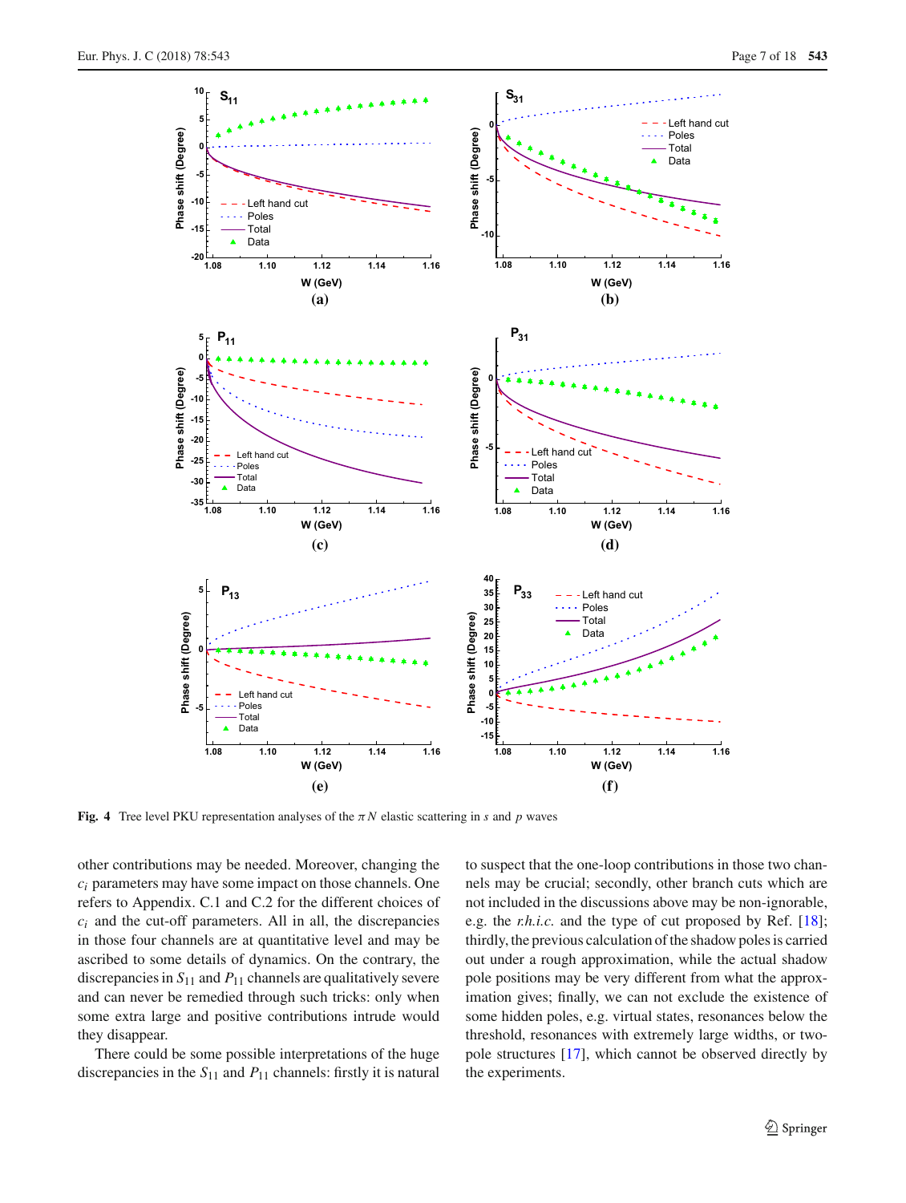Fig. 4 Tree level PKU representation analyses of the $\pi N$ elastic scattering in $s$ and $p$ waves

other contributions may be needed. Moreover, changing the $c_i$ parameters may have some impact on those channels. One refers to Appendix. C.1 and C.2 for the different choices of $c_i$ and the cut-off parameters. All in all, the discrepancies in those four channels are at quantitative level and may be ascribed to some details of dynamics. On the contrary, the discrepancies in $S_{11}$ and $P_{11}$ channels are qualitatively severe and can never be remedied through such tricks: only when some extra large and positive contributions intrude would they disappear.

There could be some possible interpretations of the huge discrepancies in the $S_{11}$ and $P_{11}$ channels: firstly it is natural to suspect that the one-loop contributions in those two channels may be crucial; secondly, other branch cuts which are not included in the discussions above may be non-ignorable, e.g. the *r.h.i.c.* and the type of cut proposed by Ref. [18]; thirdly, the previous calculation of the shadow poles is carried out under a rough approximation, while the actual shadow pole positions may be very different from what the approximation gives; finally, we can not exclude the existence of some hidden poles, e.g. virtual states, resonances below the threshold, resonances with extremely large widths, or two-pole structures [17], which cannot be observed directly by the experiments.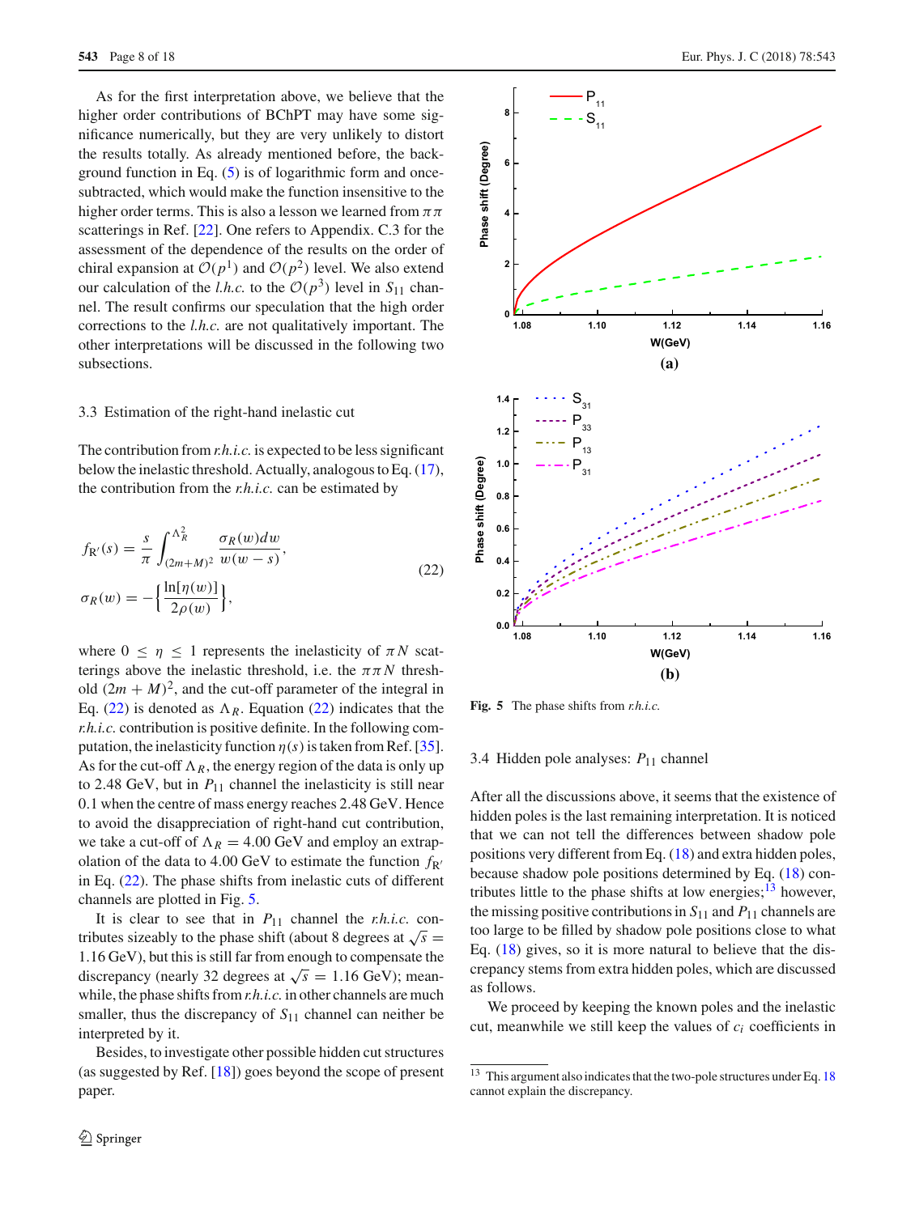As for the first interpretation above, we believe that the higher order contributions of BChPT may have some significance numerically, but they are very unlikely to distort the results totally. As already mentioned before, the background function in Eq. (5) is of logarithmic form and once-subtracted, which would make the function insensitive to the higher order terms. This is also a lesson we learned from $\pi\pi$ scatterings in Ref. [22]. One refers to Appendix. C.3 for the assessment of the dependence of the results on the order of chiral expansion at $\mathcal{O}(p^1)$ and $\mathcal{O}(p^2)$ level. We also extend our calculation of the *l.h.c.* to the $\mathcal{O}(p^3)$ level in $S_{11}$ channel. The result confirms our speculation that the high order corrections to the *l.h.c.* are not qualitatively important. The other interpretations will be discussed in the following two subsections.

### 3.3 Estimation of the right-hand inelastic cut

The contribution from *r.h.i.c.* is expected to be less significant below the inelastic threshold. Actually, analogous to Eq. (17), the contribution from the *r.h.i.c.* can be estimated by

$$
\begin{aligned}
f_{R'}(s) &= \frac{s}{\pi}\int_{(2m+M)^2}^{\Lambda_R^2} \frac{\sigma_R(w)dw}{w(w-s)},\\
\sigma_R(w) &= -\left\{\frac{\ln[\eta(w)]}{2\rho(w)}\right\},
\end{aligned}
\tag{22}
$$

where $0 \leq \eta \leq 1$ represents the inelasticity of $\pi N$ scatterings above the inelastic threshold, i.e. the $\pi\pi N$ threshold $(2m+M)^2$, and the cut-off parameter of the integral in Eq. (22) is denoted as $\Lambda_R$. Equation (22) indicates that the *r.h.i.c.* contribution is positive definite. In the following computation, the inelasticity function $\eta(s)$ is taken from Ref. [35]. As for the cut-off $\Lambda_R$, the energy region of the data is only up to 2.48 GeV, but in $P_{11}$ channel the inelasticity is still near 0.1 when the centre of mass energy reaches 2.48 GeV. Hence to avoid the disappreciation of right-hand cut contribution, we take a cut-off of $\Lambda_R = 4.00$ GeV and employ an extrapolation of the data to 4.00 GeV to estimate the function $f_{R'}$ in Eq. (22). The phase shifts from inelastic cuts of different channels are plotted in Fig. 5.

It is clear to see that in $P_{11}$ channel the *r.h.i.c.* contributes sizeably to the phase shift (about 8 degrees at $\sqrt{s} = 1.16$ GeV), but this is still far from enough to compensate the discrepancy (nearly 32 degrees at $\sqrt{s} = 1.16$ GeV); meanwhile, the phase shifts from *r.h.i.c.* in other channels are much smaller, thus the discrepancy of $S_{11}$ channel can neither be interpreted by it.

Besides, to investigate other possible hidden cut structures (as suggested by Ref. [18]) goes beyond the scope of present paper.

**Fig. 5** The phase shifts from *r.h.i.c.*

### 3.4 Hidden pole analyses: $P_{11}$ channel

After all the discussions above, it seems that the existence of hidden poles is the last remaining interpretation. It is noticed that we can not tell the differences between shadow pole positions very different from Eq. (18) and extra hidden poles, because shadow pole positions determined by Eq. (18) contributes little to the phase shifts at low energies;[13] however, the missing positive contributions in $S_{11}$ and $P_{11}$ channels are too large to be filled by shadow pole positions close to what Eq. (18) gives, so it is more natural to believe that the discrepancy stems from extra hidden poles, which are discussed as follows.

We proceed by keeping the known poles and the inelastic cut, meanwhile we still keep the values of $c_i$ coefficients in

[13] This argument also indicates that the two-pole structures under Eq. 18 cannot explain the discrepancy.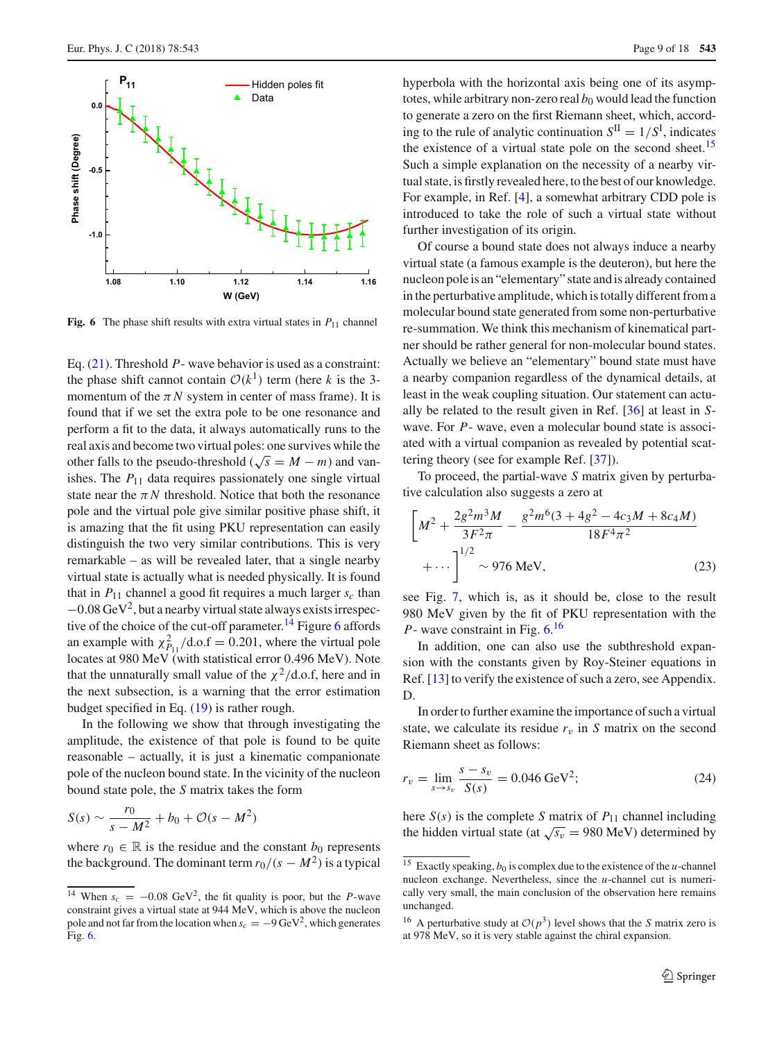Fig. 6 The phase shift results with extra virtual states in $P_{11}$ channel

Eq. (21). Threshold $P$- wave behavior is used as a constraint: the phase shift cannot contain $\mathcal{O}(k^1)$ term (here $k$ is the 3-momentum of the $\pi N$ system in center of mass frame). It is found that if we set the extra pole to be one resonance and perform a fit to the data, it always automatically runs to the real axis and become two virtual poles: one survives while the other falls to the pseudo-threshold ($\sqrt{s} = M - m$) and vanishes. The $P_{11}$ data requires passionately one single virtual state near the $\pi N$ threshold. Notice that both the resonance pole and the virtual pole give similar positive phase shift, it is amazing that the fit using PKU representation can easily distinguish the two very similar contributions. This is very remarkable – as will be revealed later, that a single nearby virtual state is actually what is needed physically. It is found that in $P_{11}$ channel a good fit requires a much larger $s_c$ than $-0.08\,\text{GeV}^2$, but a nearby virtual state always exists irrespective of the choice of the cut-off parameter.[14] Figure 6 affords an example with $\chi^2_{P_{11}}/\text{d.o.f} = 0.201$, where the virtual pole locates at 980 MeV (with statistical error 0.496 MeV). Note that the unnaturally small value of the $\chi^2/\text{d.o.f}$, here and in the next subsection, is a warning that the error estimation budget specified in Eq. (19) is rather rough.

In the following we show that through investigating the amplitude, the existence of that pole is found to be quite reasonable – actually, it is just a kinematic companionate pole of the nucleon bound state. In the vicinity of the nucleon bound state pole, the $S$ matrix takes the form

$$S(s) \sim \frac{r_0}{s - M^2} + b_0 + \mathcal{O}(s - M^2)$$

where $r_0 \in \mathbb{R}$ is the residue and the constant $b_0$ represents the background. The dominant term $r_0/(s - M^2)$ is a typical hyperbola with the horizontal axis being one of its asymptotes, while arbitrary non-zero real $b_0$ would lead the function to generate a zero on the first Riemann sheet, which, according to the rule of analytic continuation $S^{\text{II}} = 1/S^{\text{I}}$, indicates the existence of a virtual state pole on the second sheet.[15] Such a simple explanation on the necessity of a nearby virtual state, is firstly revealed here, to the best of our knowledge. For example, in Ref. [4], a somewhat arbitrary CDD pole is introduced to take the role of such a virtual state without further investigation of its origin.

Of course a bound state does not always induce a nearby virtual state (a famous example is the deuteron), but here the nucleon pole is an "elementary" state and is already contained in the perturbative amplitude, which is totally different from a molecular bound state generated from some non-perturbative re-summation. We think this mechanism of kinematical partner should be rather general for non-molecular bound states. Actually we believe an "elementary" bound state must have a nearby companion regardless of the dynamical details, at least in the weak coupling situation. Our statement can actually be related to the result given in Ref. [36] at least in $S$-wave. For $P$- wave, even a molecular bound state is associated with a virtual companion as revealed by potential scattering theory (see for example Ref. [37]).

To proceed, the partial-wave $S$ matrix given by perturbative calculation also suggests a zero at

$$\left[M^2 + \frac{2g^2 m^3 M}{3F^2\pi} - \frac{g^2 m^6 (3 + 4g^2 - 4c_3 M + 8c_4 M)}{18F^4\pi^2} + \cdots\right]^{1/2} \sim 976\text{ MeV}, \tag{23}$$

see Fig. 7, which is, as it should be, close to the result 980 MeV given by the fit of PKU representation with the $P$- wave constraint in Fig. 6.[16]

In addition, one can also use the subthreshold expansion with the constants given by Roy-Steiner equations in Ref. [13] to verify the existence of such a zero, see Appendix. D.

In order to further examine the importance of such a virtual state, we calculate its residue $r_v$ in $S$ matrix on the second Riemann sheet as follows:

$$r_v = \lim_{s \to s_v} \frac{s - s_v}{S(s)} = 0.046\text{ GeV}^2; \tag{24}$$

here $S(s)$ is the complete $S$ matrix of $P_{11}$ channel including the hidden virtual state (at $\sqrt{s_v} = 980$ MeV) determined by

---

[14] When $s_c = -0.08\text{ GeV}^2$, the fit quality is poor, but the $P$-wave constraint gives a virtual state at 944 MeV, which is above the nucleon pole and not far from the location when $s_c = -9\,\text{GeV}^2$, which generates Fig. 6.

[15] Exactly speaking, $b_0$ is complex due to the existence of the $u$-channel nucleon exchange. Nevertheless, since the $u$-channel cut is numerically very small, the main conclusion of the observation here remains unchanged.

[16] A perturbative study at $\mathcal{O}(p^3)$ level shows that the $S$ matrix zero is at 978 MeV, so it is very stable against the chiral expansion.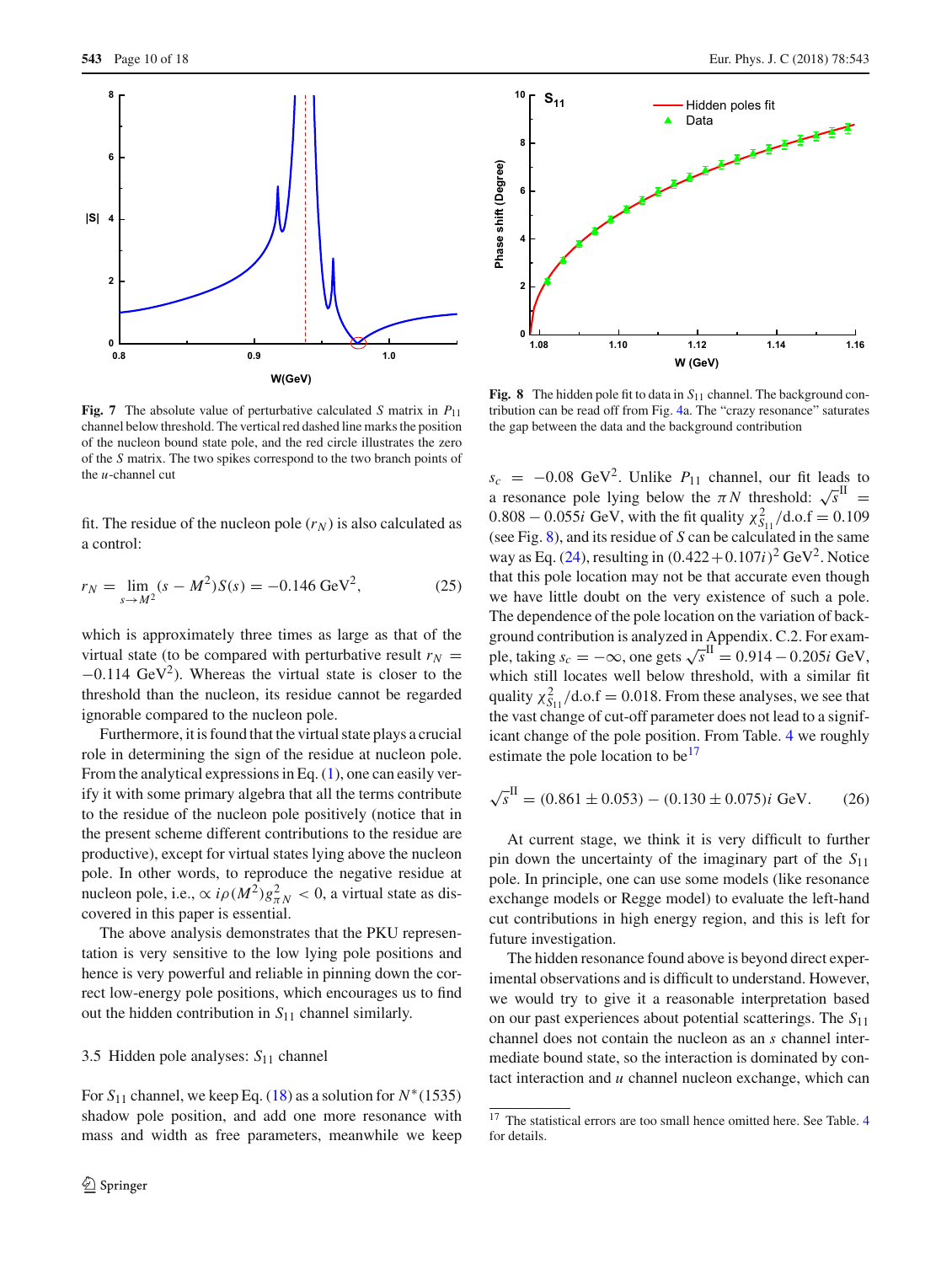Fig. 7 The absolute value of perturbative calculated $S$ matrix in $P_{11}$ channel below threshold. The vertical red dashed line marks the position of the nucleon bound state pole, and the red circle illustrates the zero of the $S$ matrix. The two spikes correspond to the two branch points of the $u$-channel cut

fit. The residue of the nucleon pole ($r_N$) is also calculated as a control:

$$r_N = \lim_{s \to M^2} (s - M^2) S(s) = -0.146 \text{ GeV}^2, \tag{25}$$

which is approximately three times as large as that of the virtual state (to be compared with perturbative result $r_N = -0.114$ GeV$^2$). Whereas the virtual state is closer to the threshold than the nucleon, its residue cannot be regarded ignorable compared to the nucleon pole.

Furthermore, it is found that the virtual state plays a crucial role in determining the sign of the residue at nucleon pole. From the analytical expressions in Eq. (1), one can easily verify it with some primary algebra that all the terms contribute to the residue of the nucleon pole positively (notice that in the present scheme different contributions to the residue are productive), except for virtual states lying above the nucleon pole. In other words, to reproduce the negative residue at nucleon pole, i.e., $\propto i\rho(M^2)g^2_{\pi N} < 0$, a virtual state as discovered in this paper is essential.

The above analysis demonstrates that the PKU representation is very sensitive to the low lying pole positions and hence is very powerful and reliable in pinning down the correct low-energy pole positions, which encourages us to find out the hidden contribution in $S_{11}$ channel similarly.

### 3.5 Hidden pole analyses: $S_{11}$ channel

For $S_{11}$ channel, we keep Eq. (18) as a solution for $N^*(1535)$ shadow pole position, and add one more resonance with mass and width as free parameters, meanwhile we keep

Fig. 8 The hidden pole fit to data in $S_{11}$ channel. The background contribution can be read off from Fig. 4a. The "crazy resonance" saturates the gap between the data and the background contribution

$s_c = -0.08$ GeV$^2$. Unlike $P_{11}$ channel, our fit leads to a resonance pole lying below the $\pi N$ threshold: $\sqrt{s}^{\text{II}} = 0.808 - 0.055i$ GeV, with the fit quality $\chi^2_{S_{11}}/\text{d.o.f} = 0.109$ (see Fig. 8), and its residue of $S$ can be calculated in the same way as Eq. (24), resulting in $(0.422 + 0.107i)^2$ GeV$^2$. Notice that this pole location may not be that accurate even though we have little doubt on the very existence of such a pole. The dependence of the pole location on the variation of background contribution is analyzed in Appendix. C.2. For example, taking $s_c = -\infty$, one gets $\sqrt{s}^{\text{II}} = 0.914 - 0.205i$ GeV, which still locates well below threshold, with a similar fit quality $\chi^2_{S_{11}}/\text{d.o.f} = 0.018$. From these analyses, we see that the vast change of cut-off parameter does not lead to a significant change of the pole position. From Table. 4 we roughly estimate the pole location to be[17]

$$\sqrt{s}^{\text{II}} = (0.861 \pm 0.053) - (0.130 \pm 0.075)i \text{ GeV}. \tag{26}$$

At current stage, we think it is very difficult to further pin down the uncertainty of the imaginary part of the $S_{11}$ pole. In principle, one can use some models (like resonance exchange models or Regge model) to evaluate the left-hand cut contributions in high energy region, and this is left for future investigation.

The hidden resonance found above is beyond direct experimental observations and is difficult to understand. However, we would try to give it a reasonable interpretation based on our past experiences about potential scatterings. The $S_{11}$ channel does not contain the nucleon as an $s$ channel intermediate bound state, so the interaction is dominated by contact interaction and $u$ channel nucleon exchange, which can

[17] The statistical errors are too small hence omitted here. See Table. 4 for details.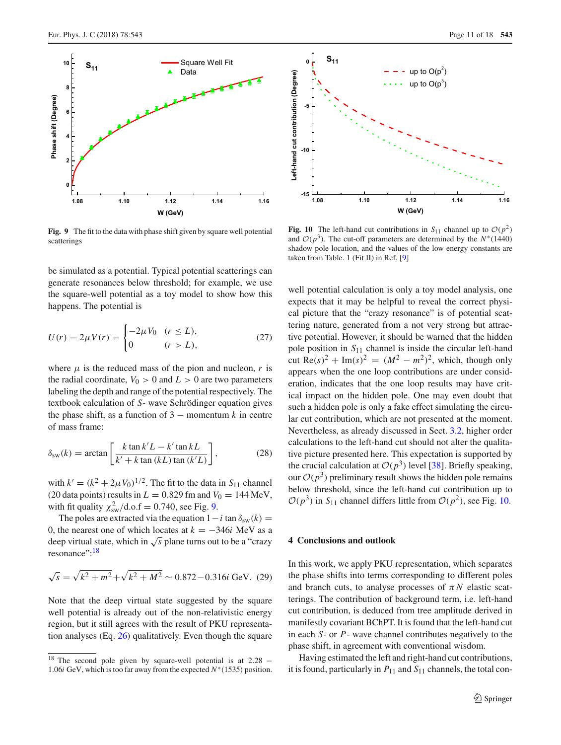Fig. 9 The fit to the data with phase shift given by square well potential scatterings

Fig. 10 The left-hand cut contributions in $S_{11}$ channel up to $\mathcal{O}(p^2)$ and $\mathcal{O}(p^3)$. The cut-off parameters are determined by the $N^*(1440)$ shadow pole location, and the values of the low energy constants are taken from Table. 1 (Fit II) in Ref. [9]

be simulated as a potential. Typical potential scatterings can generate resonances below threshold; for example, we use the square-well potential as a toy model to show how this happens. The potential is

$$U(r) = 2\mu V(r) = \begin{cases} -2\mu V_0 & (r \le L), \\ 0 & (r > L), \end{cases} \tag{27}$$

where $\mu$ is the reduced mass of the pion and nucleon, $r$ is the radial coordinate, $V_0 > 0$ and $L > 0$ are two parameters labeling the depth and range of the potential respectively. The textbook calculation of $S$- wave Schrödinger equation gives the phase shift, as a function of 3 − momentum $k$ in centre of mass frame:

$$\delta_{\rm sw}(k) = \arctan\left[\frac{k\tan k'L - k'\tan kL}{k' + k\tan(kL)\tan(k'L)}\right], \tag{28}$$

with $k' = (k^2 + 2\mu V_0)^{1/2}$. The fit to the data in $S_{11}$ channel (20 data points) results in $L = 0.829$ fm and $V_0 = 144$ MeV, with fit quality $\chi^2_{\rm sw}/\text{d.o.f} = 0.740$, see Fig. 9.

The poles are extracted via the equation $1 - i\tan\delta_{\rm sw}(k) = 0$, the nearest one of which locates at $k = -346i$ MeV as a deep virtual state, which in $\sqrt{s}$ plane turns out to be a "crazy resonance":[18]

$$\sqrt{s} = \sqrt{k^2 + m^2} + \sqrt{k^2 + M^2} \sim 0.872 - 0.316i \text{ GeV}. \tag{29}$$

Note that the deep virtual state suggested by the square well potential is already out of the non-relativistic energy region, but it still agrees with the result of PKU representation analyses (Eq. 26) qualitatively. Even though the square well potential calculation is only a toy model analysis, one expects that it may be helpful to reveal the correct physical picture that the "crazy resonance" is of potential scattering nature, generated from a not very strong but attractive potential. However, it should be warned that the hidden pole position in $S_{11}$ channel is inside the circular left-hand cut $\text{Re}(s)^2 + \text{Im}(s)^2 = (M^2 - m^2)^2$, which, though only appears when the one loop contributions are under consideration, indicates that the one loop results may have critical impact on the hidden pole. One may even doubt that such a hidden pole is only a fake effect simulating the circular cut contribution, which are not presented at the moment. Nevertheless, as already discussed in Sect. 3.2, higher order calculations to the left-hand cut should not alter the qualitative picture presented here. This expectation is supported by the crucial calculation at $\mathcal{O}(p^3)$ level [38]. Briefly speaking, our $\mathcal{O}(p^3)$ preliminary result shows the hidden pole remains below threshold, since the left-hand cut contribution up to $\mathcal{O}(p^3)$ in $S_{11}$ channel differs little from $\mathcal{O}(p^2)$, see Fig. 10.

## 4 Conclusions and outlook

In this work, we apply PKU representation, which separates the phase shifts into terms corresponding to different poles and branch cuts, to analyse processes of $\pi N$ elastic scatterings. The contribution of background term, i.e. left-hand cut contribution, is deduced from tree amplitude derived in manifestly covariant BChPT. It is found that the left-hand cut in each $S$- or $P$- wave channel contributes negatively to the phase shift, in agreement with conventional wisdom.

Having estimated the left and right-hand cut contributions, it is found, particularly in $P_{11}$ and $S_{11}$ channels, the total con-

[18] The second pole given by square-well potential is at $2.28 - 1.06i$ GeV, which is too far away from the expected $N^*(1535)$ position.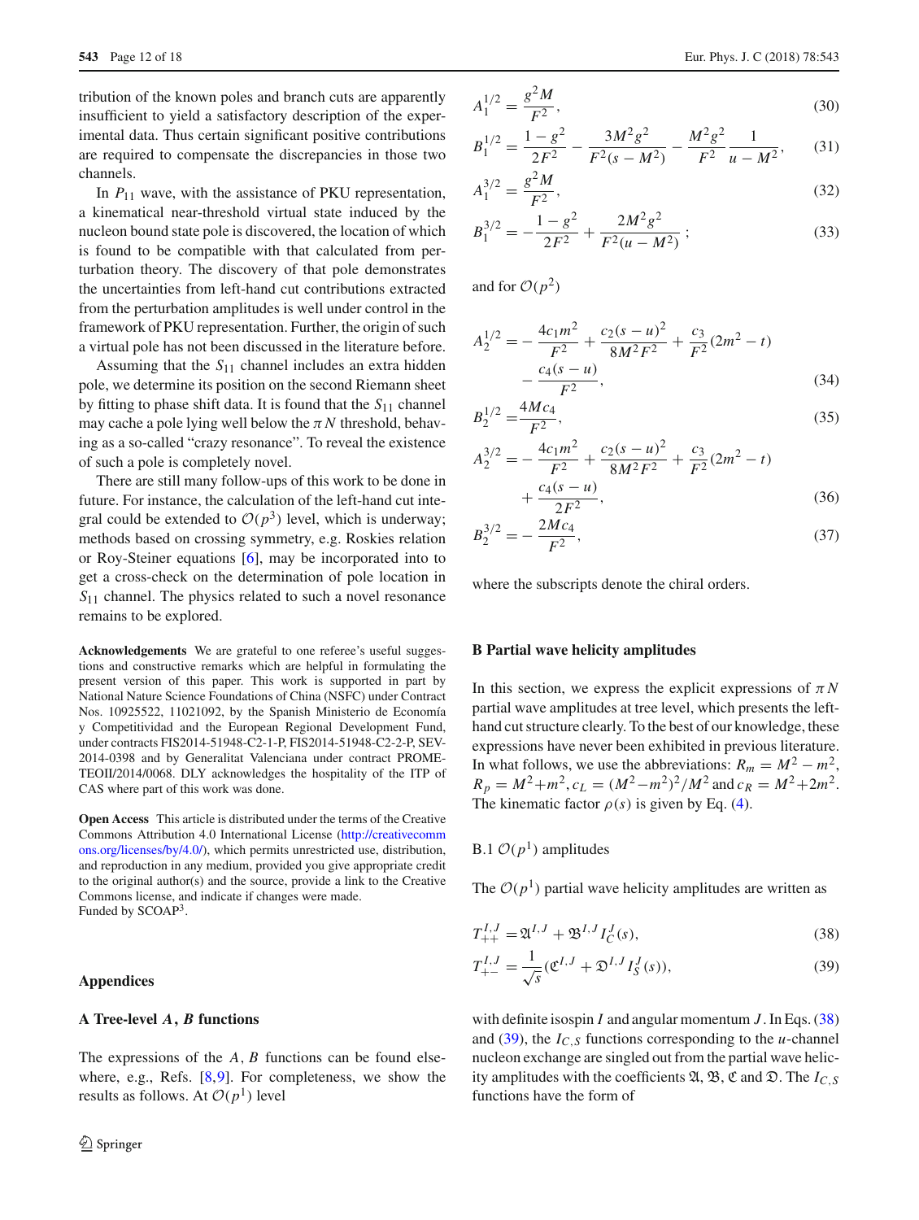tribution of the known poles and branch cuts are apparently insufficient to yield a satisfactory description of the experimental data. Thus certain significant positive contributions are required to compensate the discrepancies in those two channels.

In $P_{11}$ wave, with the assistance of PKU representation, a kinematical near-threshold virtual state induced by the nucleon bound state pole is discovered, the location of which is found to be compatible with that calculated from perturbation theory. The discovery of that pole demonstrates the uncertainties from left-hand cut contributions extracted from the perturbation amplitudes is well under control in the framework of PKU representation. Further, the origin of such a virtual pole has not been discussed in the literature before.

Assuming that the $S_{11}$ channel includes an extra hidden pole, we determine its position on the second Riemann sheet by fitting to phase shift data. It is found that the $S_{11}$ channel may cache a pole lying well below the $\pi N$ threshold, behaving as a so-called "crazy resonance". To reveal the existence of such a pole is completely novel.

There are still many follow-ups of this work to be done in future. For instance, the calculation of the left-hand cut integral could be extended to $\mathcal{O}(p^3)$ level, which is underway; methods based on crossing symmetry, e.g. Roskies relation or Roy-Steiner equations [6], may be incorporated into to get a cross-check on the determination of pole location in $S_{11}$ channel. The physics related to such a novel resonance remains to be explored.

**Acknowledgements** We are grateful to one referee's useful suggestions and constructive remarks which are helpful in formulating the present version of this paper. This work is supported in part by National Nature Science Foundations of China (NSFC) under Contract Nos. 10925522, 11021092, by the Spanish Ministerio de Economía y Competitividad and the European Regional Development Fund, under contracts FIS2014-51948-C2-1-P, FIS2014-51948-C2-2-P, SEV-2014-0398 and by Generalitat Valenciana under contract PROMETEOII/2014/0068. DLY acknowledges the hospitality of the ITP of CAS where part of this work was done.

**Open Access** This article is distributed under the terms of the Creative Commons Attribution 4.0 International License (http://creativecommons.org/licenses/by/4.0/), which permits unrestricted use, distribution, and reproduction in any medium, provided you give appropriate credit to the original author(s) and the source, provide a link to the Creative Commons license, and indicate if changes were made.
Funded by SCOAP[3].

## Appendices

### A Tree-level $A$, $B$ functions

The expressions of the $A$, $B$ functions can be found elsewhere, e.g., Refs. [8,9]. For completeness, we show the results as follows. At $\mathcal{O}(p^1)$ level

$$A_1^{1/2} = \frac{g^2 M}{F^2}, \tag{30}$$

$$B_1^{1/2} = \frac{1-g^2}{2F^2} - \frac{3M^2 g^2}{F^2(s-M^2)} - \frac{M^2 g^2}{F^2}\frac{1}{u-M^2}, \tag{31}$$

$$A_1^{3/2} = \frac{g^2 M}{F^2}, \tag{32}$$

$$B_1^{3/2} = -\frac{1-g^2}{2F^2} + \frac{2M^2 g^2}{F^2(u-M^2)}\ ; \tag{33}$$

and for $\mathcal{O}(p^2)$

$$A_2^{1/2} = -\frac{4c_1 m^2}{F^2} + \frac{c_2(s-u)^2}{8M^2F^2} + \frac{c_3}{F^2}(2m^2-t) - \frac{c_4(s-u)}{F^2}, \tag{34}$$

$$B_2^{1/2} = \frac{4Mc_4}{F^2}, \tag{35}$$

$$A_2^{3/2} = -\frac{4c_1 m^2}{F^2} + \frac{c_2(s-u)^2}{8M^2F^2} + \frac{c_3}{F^2}(2m^2-t) + \frac{c_4(s-u)}{2F^2}, \tag{36}$$

$$B_2^{3/2} = -\frac{2Mc_4}{F^2}, \tag{37}$$

where the subscripts denote the chiral orders.

### B Partial wave helicity amplitudes

In this section, we express the explicit expressions of $\pi N$ partial wave amplitudes at tree level, which presents the left-hand cut structure clearly. To the best of our knowledge, these expressions have never been exhibited in previous literature. In what follows, we use the abbreviations: $R_m = M^2 - m^2$, $R_p = M^2 + m^2$, $c_L = (M^2 - m^2)^2/M^2$ and $c_R = M^2 + 2m^2$. The kinematic factor $\rho(s)$ is given by Eq. (4).

B.1 $\mathcal{O}(p^1)$ amplitudes

The $\mathcal{O}(p^1)$ partial wave helicity amplitudes are written as

$$T_{++}^{I,J} = \mathfrak{A}^{I,J} + \mathfrak{B}^{I,J} I_C^J(s), \tag{38}$$

$$T_{+-}^{I,J} = \frac{1}{\sqrt{s}}(\mathfrak{C}^{I,J} + \mathfrak{D}^{I,J} I_S^J(s)), \tag{39}$$

with definite isospin $I$ and angular momentum $J$. In Eqs. (38) and (39), the $I_{C,S}$ functions corresponding to the $u$-channel nucleon exchange are singled out from the partial wave helicity amplitudes with the coefficients $\mathfrak{A}$, $\mathfrak{B}$, $\mathfrak{C}$ and $\mathfrak{D}$. The $I_{C,S}$ functions have the form of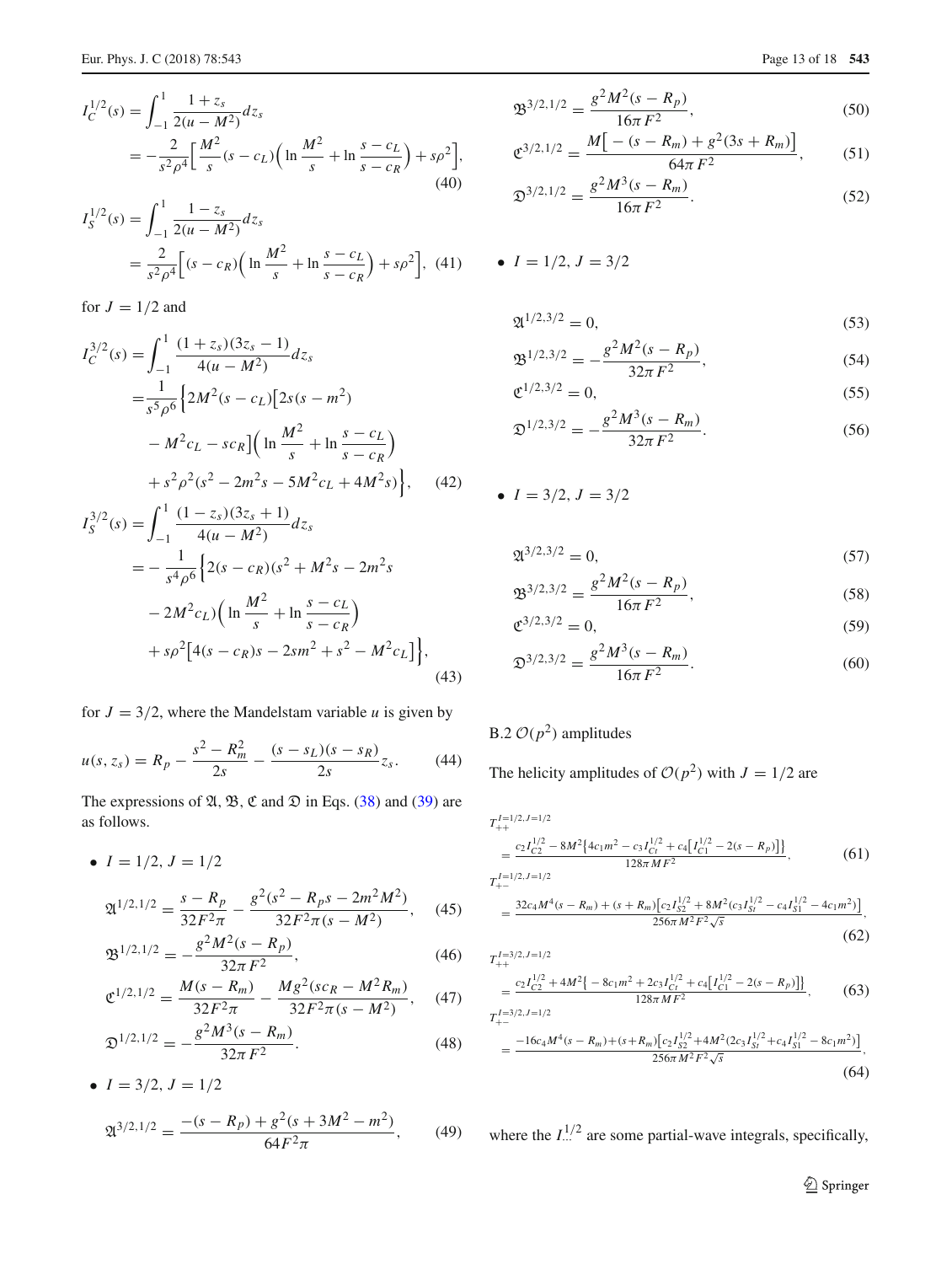$$I_C^{1/2}(s) = \int_{-1}^{1} \frac{1+z_s}{2(u-M^2)} dz_s$$
$$= -\frac{2}{s^2\rho^4}\Big[\frac{M^2}{s}(s-c_L)\Big(\ln\frac{M^2}{s} + \ln\frac{s-c_L}{s-c_R}\Big) + s\rho^2\Big], \tag{40}$$

$$I_S^{1/2}(s) = \int_{-1}^{1} \frac{1-z_s}{2(u-M^2)} dz_s$$
$$= \frac{2}{s^2\rho^4}\Big[(s-c_R)\Big(\ln\frac{M^2}{s} + \ln\frac{s-c_L}{s-c_R}\Big) + s\rho^2\Big], \tag{41}$$

for $J = 1/2$ and

$$I_C^{3/2}(s) = \int_{-1}^{1} \frac{(1+z_s)(3z_s-1)}{4(u-M^2)} dz_s$$
$$= \frac{1}{s^5\rho^6}\Big\{2M^2(s-c_L)\big[2s(s-m^2) - M^2 c_L - s c_R\big]\Big(\ln\frac{M^2}{s} + \ln\frac{s-c_L}{s-c_R}\Big)$$
$$+ s^2\rho^2(s^2 - 2m^2 s - 5M^2 c_L + 4M^2 s)\Big\}, \tag{42}$$

$$I_S^{3/2}(s) = \int_{-1}^{1} \frac{(1-z_s)(3z_s+1)}{4(u-M^2)} dz_s$$
$$= -\frac{1}{s^4\rho^6}\Big\{2(s-c_R)(s^2 + M^2 s - 2m^2 s - 2M^2 c_L)\Big(\ln\frac{M^2}{s} + \ln\frac{s-c_L}{s-c_R}\Big)$$
$$+ s\rho^2\big[4(s-c_R)s - 2sm^2 + s^2 - M^2 c_L\big]\Big\}, \tag{43}$$

for $J = 3/2$, where the Mandelstam variable $u$ is given by

$$u(s, z_s) = R_p - \frac{s^2 - R_m^2}{2s} - \frac{(s-s_L)(s-s_R)}{2s} z_s. \tag{44}$$

The expressions of $\mathfrak{A}$, $\mathfrak{B}$, $\mathfrak{C}$ and $\mathfrak{D}$ in Eqs. (38) and (39) are as follows.

- $I = 1/2,\ J = 1/2$

$$\mathfrak{A}^{1/2,1/2} = \frac{s-R_p}{32F^2\pi} - \frac{g^2(s^2 - R_p s - 2m^2M^2)}{32F^2\pi(s-M^2)}, \tag{45}$$

$$\mathfrak{B}^{1/2,1/2} = -\frac{g^2M^2(s-R_p)}{32\pi F^2}, \tag{46}$$

$$\mathfrak{C}^{1/2,1/2} = \frac{M(s-R_m)}{32F^2\pi} - \frac{Mg^2(sc_R - M^2R_m)}{32F^2\pi(s-M^2)}, \tag{47}$$

$$\mathfrak{D}^{1/2,1/2} = -\frac{g^2M^3(s-R_m)}{32\pi F^2}. \tag{48}$$

- $I = 3/2,\ J = 1/2$

$$\mathfrak{A}^{3/2,1/2} = \frac{-(s-R_p) + g^2(s + 3M^2 - m^2)}{64F^2\pi}, \tag{49}$$

$$\mathfrak{B}^{3/2,1/2} = \frac{g^2M^2(s-R_p)}{16\pi F^2}, \tag{50}$$

$$\mathfrak{C}^{3/2,1/2} = \frac{M\big[-(s-R_m) + g^2(3s + R_m)\big]}{64\pi F^2}, \tag{51}$$

$$\mathfrak{D}^{3/2,1/2} = \frac{g^2M^3(s-R_m)}{16\pi F^2}. \tag{52}$$

- $I = 1/2,\ J = 3/2$

$$\mathfrak{A}^{1/2,3/2} = 0, \tag{53}$$

$$\mathfrak{B}^{1/2,3/2} = -\frac{g^2M^2(s-R_p)}{32\pi F^2}, \tag{54}$$

$$\mathfrak{C}^{1/2,3/2} = 0, \tag{55}$$

$$\mathfrak{D}^{1/2,3/2} = -\frac{g^2M^3(s-R_m)}{32\pi F^2}. \tag{56}$$

- $I = 3/2,\ J = 3/2$

$$\mathfrak{A}^{3/2,3/2} = 0, \tag{57}$$

$$\mathfrak{B}^{3/2,3/2} = \frac{g^2M^2(s-R_p)}{16\pi F^2}, \tag{58}$$

$$\mathfrak{C}^{3/2,3/2} = 0, \tag{59}$$

$$\mathfrak{D}^{3/2,3/2} = \frac{g^2M^3(s-R_m)}{16\pi F^2}. \tag{60}$$

B.2 $\mathcal{O}(p^2)$ amplitudes

The helicity amplitudes of $\mathcal{O}(p^2)$ with $J = 1/2$ are

$$T_{++}^{I=1/2,J=1/2} = \frac{c_2 I_{C2}^{1/2} - 8M^2\big\{4c_1m^2 - c_3 I_{Ct}^{1/2} + c_4\big[I_{C1}^{1/2} - 2(s-R_p)\big]\big\}}{128\pi MF^2}, \tag{61}$$

$$T_{+-}^{I=1/2,J=1/2} = \frac{32c_4M^4(s-R_m) + (s+R_m)\big[c_2 I_{S2}^{1/2} + 8M^2(c_3 I_{St}^{1/2} - c_4 I_{S1}^{1/2} - 4c_1m^2)\big]}{256\pi M^2F^2\sqrt{s}}, \tag{62}$$

$$T_{++}^{I=3/2,J=1/2} = \frac{c_2 I_{C2}^{1/2} + 4M^2\big\{-8c_1m^2 + 2c_3 I_{Ct}^{1/2} + c_4\big[I_{C1}^{1/2} - 2(s-R_p)\big]\big\}}{128\pi MF^2}, \tag{63}$$

$$T_{+-}^{I=3/2,J=1/2} = \frac{-16c_4M^4(s-R_m) + (s+R_m)\big[c_2 I_{S2}^{1/2} + 4M^2(2c_3 I_{St}^{1/2} + c_4 I_{S1}^{1/2} - 8c_1m^2)\big]}{256\pi M^2F^2\sqrt{s}}, \tag{64}$$

where the $I_{...}^{1/2}$ are some partial-wave integrals, specifically,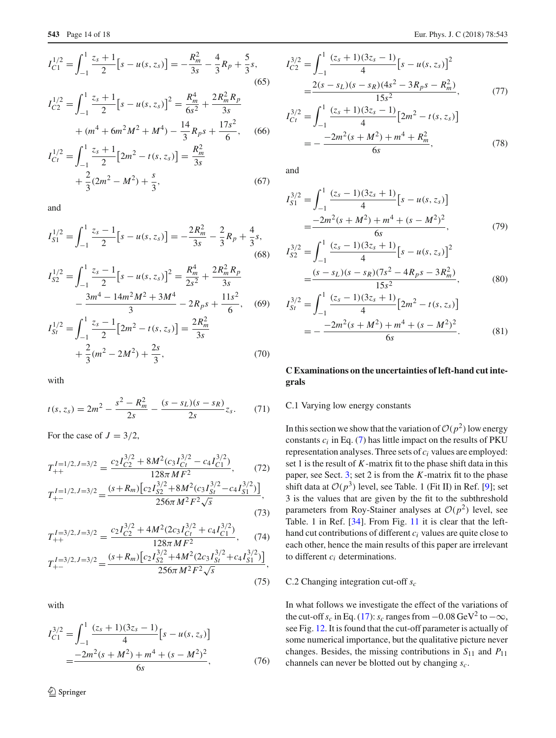$$I_{C1}^{1/2} = \int_{-1}^{1} \frac{z_s+1}{2}\big[s-u(s,z_s)\big] = -\frac{R_m^2}{3s} - \frac{4}{3}R_p + \frac{5}{3}s, \tag{65}$$

$$I_{C2}^{1/2} = \int_{-1}^{1} \frac{z_s+1}{2}\big[s-u(s,z_s)\big]^2 = \frac{R_m^4}{6s^2} + \frac{2R_m^2 R_p}{3s} + (m^4+6m^2M^2+M^4) - \frac{14}{3}R_p s + \frac{17s^2}{6}, \tag{66}$$

$$I_{Ct}^{1/2} = \int_{-1}^{1} \frac{z_s+1}{2}\big[2m^2-t(s,z_s)\big] = \frac{R_m^2}{3s} + \frac{2}{3}(2m^2-M^2) + \frac{s}{3}, \tag{67}$$

and

$$I_{S1}^{1/2} = \int_{-1}^{1} \frac{z_s-1}{2}\big[s-u(s,z_s)\big] = -\frac{2R_m^2}{3s} - \frac{2}{3}R_p + \frac{4}{3}s, \tag{68}$$

$$I_{S2}^{1/2} = \int_{-1}^{1} \frac{z_s-1}{2}\big[s-u(s,z_s)\big]^2 = \frac{R_m^4}{2s^2} + \frac{2R_m^2 R_p}{3s} - \frac{3m^4-14m^2M^2+3M^4}{3} - 2R_p s + \frac{11s^2}{6}, \tag{69}$$

$$I_{St}^{1/2} = \int_{-1}^{1} \frac{z_s-1}{2}\big[2m^2-t(s,z_s)\big] = \frac{2R_m^2}{3s} + \frac{2}{3}(m^2-2M^2) + \frac{2s}{3}, \tag{70}$$

with

$$t(s,z_s) = 2m^2 - \frac{s^2-R_m^2}{2s} - \frac{(s-s_L)(s-s_R)}{2s}z_s. \tag{71}$$

For the case of $J=3/2$,

$$T_{++}^{I=1/2,J=3/2} = \frac{c_2 I_{C2}^{3/2} + 8M^2(c_3 I_{Ct}^{3/2} - c_4 I_{C1}^{3/2})}{128\pi M F^2}, \tag{72}$$

$$T_{+-}^{I=1/2,J=3/2} = \frac{(s+R_m)\big[c_2 I_{S2}^{3/2} + 8M^2(c_3 I_{St}^{3/2} - c_4 I_{S1}^{3/2})\big]}{256\pi M^2 F^2\sqrt{s}}, \tag{73}$$

$$T_{++}^{I=3/2,J=3/2} = \frac{c_2 I_{C2}^{3/2} + 4M^2(2c_3 I_{Ct}^{3/2} + c_4 I_{C1}^{3/2})}{128\pi M F^2}, \tag{74}$$

$$T_{+-}^{I=3/2,J=3/2} = \frac{(s+R_m)\big[c_2 I_{S2}^{3/2} + 4M^2(2c_3 I_{St}^{3/2} + c_4 I_{S1}^{3/2})\big]}{256\pi M^2 F^2\sqrt{s}}, \tag{75}$$

with

$$I_{C1}^{3/2} = \int_{-1}^{1} \frac{(z_s+1)(3z_s-1)}{4}\big[s-u(s,z_s)\big] = \frac{-2m^2(s+M^2)+m^4+(s-M^2)^2}{6s}, \tag{76}$$

$$I_{C2}^{3/2} = \int_{-1}^{1} \frac{(z_s+1)(3z_s-1)}{4}\big[s-u(s,z_s)\big]^2 = \frac{2(s-s_L)(s-s_R)(4s^2-3R_p s-R_m^2)}{15s^2}, \tag{77}$$

$$I_{Ct}^{3/2} = \int_{-1}^{1} \frac{(z_s+1)(3z_s-1)}{4}\big[2m^2-t(s,z_s)\big] = -\frac{-2m^2(s+M^2)+m^4+R_m^2}{6s}, \tag{78}$$

and

$$I_{S1}^{3/2} = \int_{-1}^{1} \frac{(z_s-1)(3z_s+1)}{4}\big[s-u(s,z_s)\big] = \frac{-2m^2(s+M^2)+m^4+(s-M^2)^2}{6s}, \tag{79}$$

$$I_{S2}^{3/2} = \int_{-1}^{1} \frac{(z_s-1)(3z_s+1)}{4}\big[s-u(s,z_s)\big]^2 = \frac{(s-s_L)(s-s_R)(7s^2-4R_p s-3R_m^2)}{15s^2}, \tag{80}$$

$$I_{St}^{3/2} = \int_{-1}^{1} \frac{(z_s-1)(3z_s+1)}{4}\big[2m^2-t(s,z_s)\big] = -\frac{-2m^2(s+M^2)+m^4+(s-M^2)^2}{6s}. \tag{81}$$

## C Examinations on the uncertainties of left-hand cut integrals

### C.1 Varying low energy constants

In this section we show that the variation of $\mathcal{O}(p^2)$ low energy constants $c_i$ in Eq. (7) has little impact on the results of PKU representation analyses. Three sets of $c_i$ values are employed: set 1 is the result of $K$-matrix fit to the phase shift data in this paper, see Sect. 3; set 2 is from the $K$-matrix fit to the phase shift data at $\mathcal{O}(p^3)$ level, see Table. 1 (Fit II) in Ref. [9]; set 3 is the values that are given by the fit to the subthreshold parameters from Roy-Stainer analyses at $\mathcal{O}(p^2)$ level, see Table. 1 in Ref. [34]. From Fig. 11 it is clear that the left-hand cut contributions of different $c_i$ values are quite close to each other, hence the main results of this paper are irrelevant to different $c_i$ determinations.

### C.2 Changing integration cut-off $s_c$

In what follows we investigate the effect of the variations of the cut-off $s_c$ in Eq. (17): $s_c$ ranges from $-0.08\,\text{GeV}^2$ to $-\infty$, see Fig. 12. It is found that the cut-off parameter is actually of some numerical importance, but the qualitative picture never changes. Besides, the missing contributions in $S_{11}$ and $P_{11}$ channels can never be blotted out by changing $s_c$.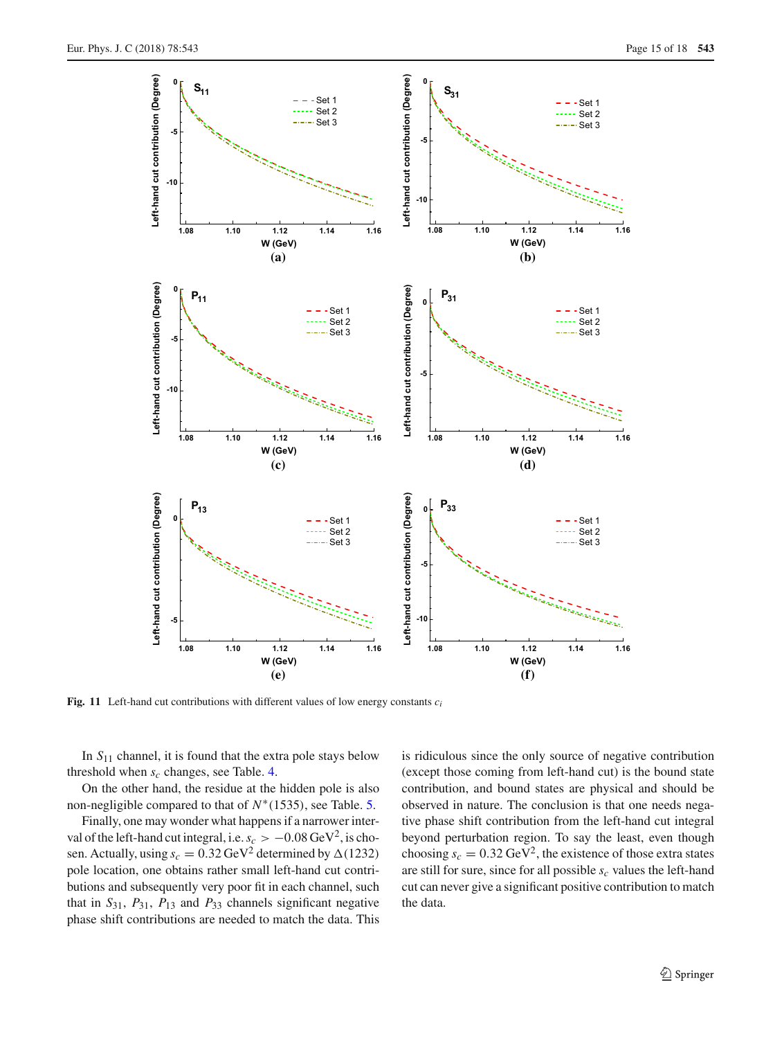**Fig. 11** Left-hand cut contributions with different values of low energy constants $c_i$

In $S_{11}$ channel, it is found that the extra pole stays below threshold when $s_c$ changes, see Table. 4.

On the other hand, the residue at the hidden pole is also non-negligible compared to that of $N^*(1535)$, see Table. 5.

Finally, one may wonder what happens if a narrower interval of the left-hand cut integral, i.e. $s_c > -0.08\,\mathrm{GeV}^2$, is chosen. Actually, using $s_c = 0.32\,\mathrm{GeV}^2$ determined by $\Delta(1232)$ pole location, one obtains rather small left-hand cut contributions and subsequently very poor fit in each channel, such that in $S_{31}$, $P_{31}$, $P_{13}$ and $P_{33}$ channels significant negative phase shift contributions are needed to match the data. This is ridiculous since the only source of negative contribution (except those coming from left-hand cut) is the bound state contribution, and bound states are physical and should be observed in nature. The conclusion is that one needs negative phase shift contribution from the left-hand cut integral beyond perturbation region. To say the least, even though choosing $s_c = 0.32\,\mathrm{GeV}^2$, the existence of those extra states are still for sure, since for all possible $s_c$ values the left-hand cut can never give a significant positive contribution to match the data.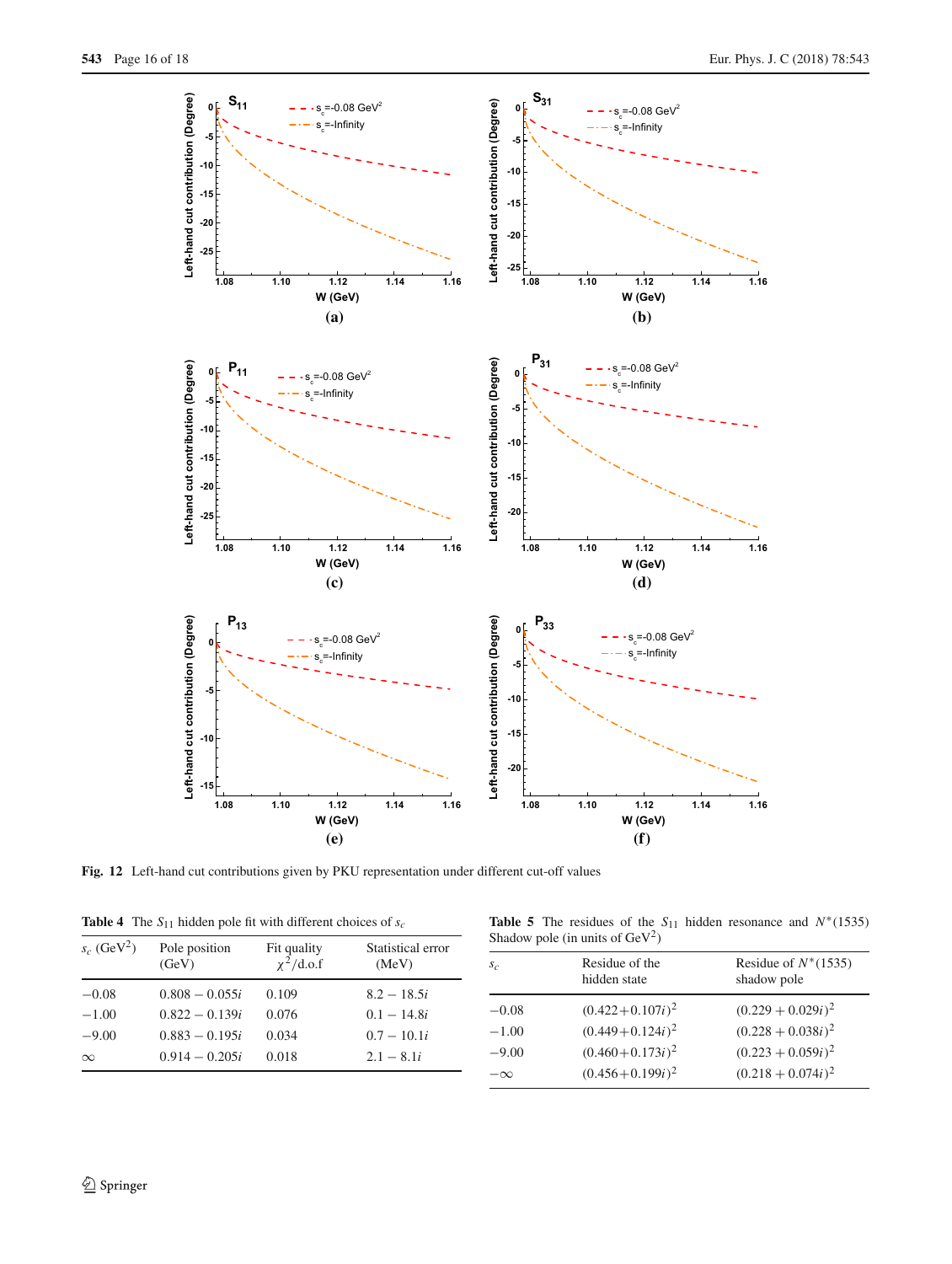**Fig. 12** Left-hand cut contributions given by PKU representation under different cut-off values

**Table 4** The $S_{11}$ hidden pole fit with different choices of $s_c$

| $s_c$ (GeV$^2$) | Pole position (GeV) | Fit quality $\chi^2$/d.o.f | Statistical error (MeV) |
|---|---|---|---|
| $-0.08$ | $0.808 - 0.055i$ | 0.109 | $8.2 - 18.5i$ |
| $-1.00$ | $0.822 - 0.139i$ | 0.076 | $0.1 - 14.8i$ |
| $-9.00$ | $0.883 - 0.195i$ | 0.034 | $0.7 - 10.1i$ |
| $\infty$ | $0.914 - 0.205i$ | 0.018 | $2.1 - 8.1i$ |

**Table 5** The residues of the $S_{11}$ hidden resonance and $N^*(1535)$ Shadow pole (in units of GeV$^2$)

| $s_c$ | Residue of the hidden state | Residue of $N^*(1535)$ shadow pole |
|---|---|---|
| $-0.08$ | $(0.422+0.107i)^2$ | $(0.229 + 0.029i)^2$ |
| $-1.00$ | $(0.449+0.124i)^2$ | $(0.228 + 0.038i)^2$ |
| $-9.00$ | $(0.460+0.173i)^2$ | $(0.223 + 0.059i)^2$ |
| $-\infty$ | $(0.456+0.199i)^2$ | $(0.218 + 0.074i)^2$ |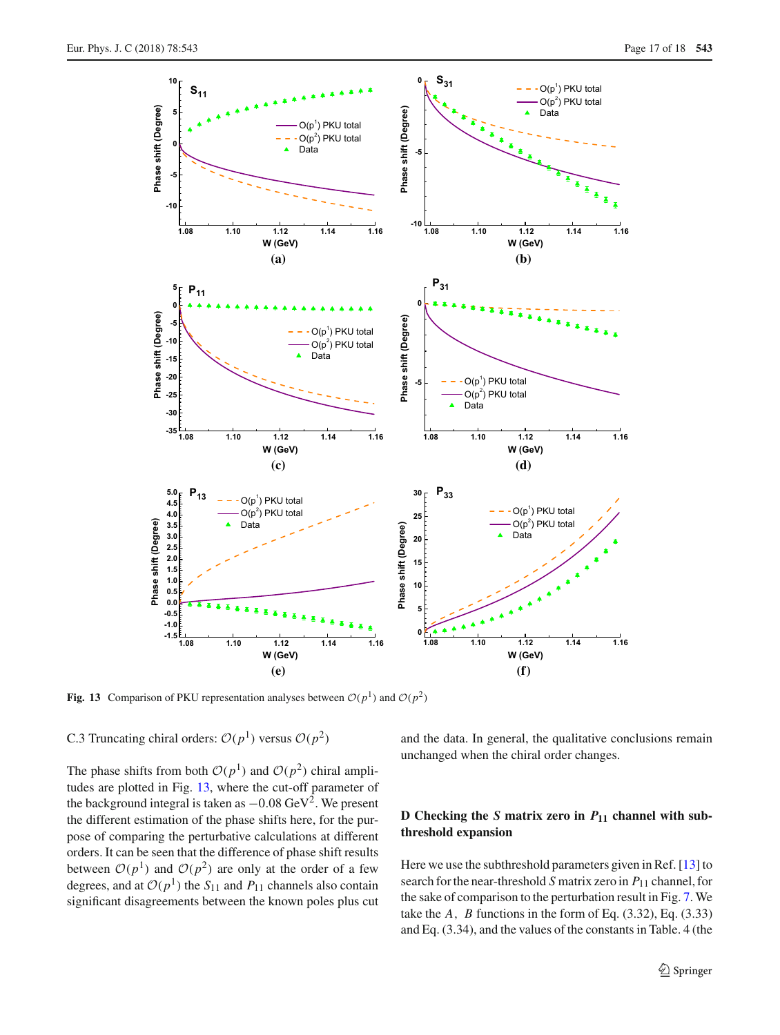**Fig. 13** Comparison of PKU representation analyses between $\mathcal{O}(p^1)$ and $\mathcal{O}(p^2)$

C.3 Truncating chiral orders: $\mathcal{O}(p^1)$ versus $\mathcal{O}(p^2)$

The phase shifts from both $\mathcal{O}(p^1)$ and $\mathcal{O}(p^2)$ chiral amplitudes are plotted in Fig. 13, where the cut-off parameter of the background integral is taken as $-0.08$ GeV$^2$. We present the different estimation of the phase shifts here, for the purpose of comparing the perturbative calculations at different orders. It can be seen that the difference of phase shift results between $\mathcal{O}(p^1)$ and $\mathcal{O}(p^2)$ are only at the order of a few degrees, and at $\mathcal{O}(p^1)$ the $S_{11}$ and $P_{11}$ channels also contain significant disagreements between the known poles plus cut and the data. In general, the qualitative conclusions remain unchanged when the chiral order changes.

## D Checking the *S* matrix zero in $P_{11}$ channel with subthreshold expansion

Here we use the subthreshold parameters given in Ref. [13] to search for the near-threshold *S* matrix zero in $P_{11}$ channel, for the sake of comparison to the perturbation result in Fig. 7. We take the $A$, $B$ functions in the form of Eq. (3.32), Eq. (3.33) and Eq. (3.34), and the values of the constants in Table. 4 (the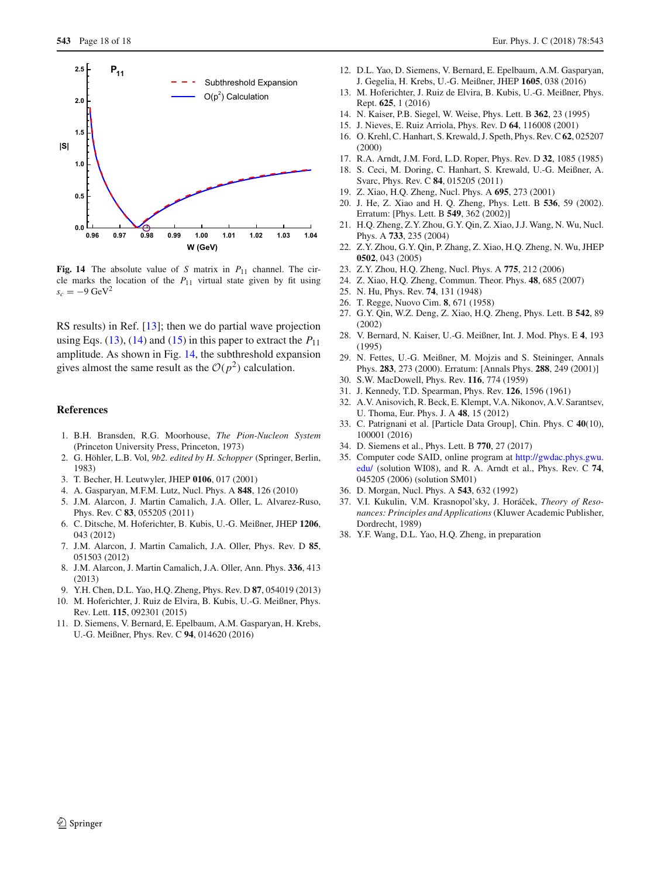P11

Subthreshold Expansion

O($p^2$) Calculation

|S|

2.5
2.0
1.5
1.0
0.5
0.0

0.96 0.97 0.98 0.99 1.00 1.01 1.02 1.03 1.04

W (GeV)

**Fig. 14** The absolute value of $S$ matrix in $P_{11}$ channel. The circle marks the location of the $P_{11}$ virtual state given by fit using $s_c = -9\ \mathrm{GeV}^2$

RS results) in Ref. [13]; then we do partial wave projection using Eqs. (13), (14) and (15) in this paper to extract the $P_{11}$ amplitude. As shown in Fig. 14, the subthreshold expansion gives almost the same result as the $\mathcal{O}(p^2)$ calculation.

## References

1. B.H. Bransden, R.G. Moorhouse, *The Pion-Nucleon System* (Princeton University Press, Princeton, 1973)
2. G. Höhler, L.B. Vol, *9b2. edited by H. Schopper* (Springer, Berlin, 1983)
3. T. Becher, H. Leutwyler, JHEP **0106**, 017 (2001)
4. A. Gasparyan, M.F.M. Lutz, Nucl. Phys. A **848**, 126 (2010)
5. J.M. Alarcon, J. Martin Camalich, J.A. Oller, L. Alvarez-Ruso, Phys. Rev. C **83**, 055205 (2011)
6. C. Ditsche, M. Hoferichter, B. Kubis, U.-G. Meißner, JHEP **1206**, 043 (2012)
7. J.M. Alarcon, J. Martin Camalich, J.A. Oller, Phys. Rev. D **85**, 051503 (2012)
8. J.M. Alarcon, J. Martin Camalich, J.A. Oller, Ann. Phys. **336**, 413 (2013)
9. Y.H. Chen, D.L. Yao, H.Q. Zheng, Phys. Rev. D **87**, 054019 (2013)
10. M. Hoferichter, J. Ruiz de Elvira, B. Kubis, U.-G. Meißner, Phys. Rev. Lett. **115**, 092301 (2015)
11. D. Siemens, V. Bernard, E. Epelbaum, A.M. Gasparyan, H. Krebs, U.-G. Meißner, Phys. Rev. C **94**, 014620 (2016)
12. D.L. Yao, D. Siemens, V. Bernard, E. Epelbaum, A.M. Gasparyan, J. Gegelia, H. Krebs, U.-G. Meißner, JHEP **1605**, 038 (2016)
13. M. Hoferichter, J. Ruiz de Elvira, B. Kubis, U.-G. Meißner, Phys. Rept. **625**, 1 (2016)
14. N. Kaiser, P.B. Siegel, W. Weise, Phys. Lett. B **362**, 23 (1995)
15. J. Nieves, E. Ruiz Arriola, Phys. Rev. D **64**, 116008 (2001)
16. O. Krehl, C. Hanhart, S. Krewald, J. Speth, Phys. Rev. C **62**, 025207 (2000)
17. R.A. Arndt, J.M. Ford, L.D. Roper, Phys. Rev. D **32**, 1085 (1985)
18. S. Ceci, M. Doring, C. Hanhart, S. Krewald, U.-G. Meißner, A. Svarc, Phys. Rev. C **84**, 015205 (2011)
19. Z. Xiao, H.Q. Zheng, Nucl. Phys. A **695**, 273 (2001)
20. J. He, Z. Xiao and H. Q. Zheng, Phys. Lett. B **536**, 59 (2002). Erratum: [Phys. Lett. B **549**, 362 (2002)]
21. H.Q. Zheng, Z.Y. Zhou, G.Y. Qin, Z. Xiao, J.J. Wang, N. Wu, Nucl. Phys. A **733**, 235 (2004)
22. Z.Y. Zhou, G.Y. Qin, P. Zhang, Z. Xiao, H.Q. Zheng, N. Wu, JHEP **0502**, 043 (2005)
23. Z.Y. Zhou, H.Q. Zheng, Nucl. Phys. A **775**, 212 (2006)
24. Z. Xiao, H.Q. Zheng, Commun. Theor. Phys. **48**, 685 (2007)
25. N. Hu, Phys. Rev. **74**, 131 (1948)
26. T. Regge, Nuovo Cim. **8**, 671 (1958)
27. G.Y. Qin, W.Z. Deng, Z. Xiao, H.Q. Zheng, Phys. Lett. B **542**, 89 (2002)
28. V. Bernard, N. Kaiser, U.-G. Meißner, Int. J. Mod. Phys. E **4**, 193 (1995)
29. N. Fettes, U.-G. Meißner, M. Mojzis and S. Steininger, Annals Phys. **283**, 273 (2000). Erratum: [Annals Phys. **288**, 249 (2001)]
30. S.W. MacDowell, Phys. Rev. **116**, 774 (1959)
31. J. Kennedy, T.D. Spearman, Phys. Rev. **126**, 1596 (1961)
32. A.V. Anisovich, R. Beck, E. Klempt, V.A. Nikonov, A.V. Sarantsev, U. Thoma, Eur. Phys. J. A **48**, 15 (2012)
33. C. Patrignani et al. [Particle Data Group], Chin. Phys. C **40**(10), 100001 (2016)
34. D. Siemens et al., Phys. Lett. B **770**, 27 (2017)
35. Computer code SAID, online program at http://gwdac.phys.gwu.edu/ (solution WI08), and R. A. Arndt et al., Phys. Rev. C **74**, 045205 (2006) (solution SM01)
36. D. Morgan, Nucl. Phys. A **543**, 632 (1992)
37. V.I. Kukulin, V.M. Krasnopol'sky, J. Horáček, *Theory of Resonances: Principles and Applications* (Kluwer Academic Publisher, Dordrecht, 1989)
38. Y.F. Wang, D.L. Yao, H.Q. Zheng, in preparation